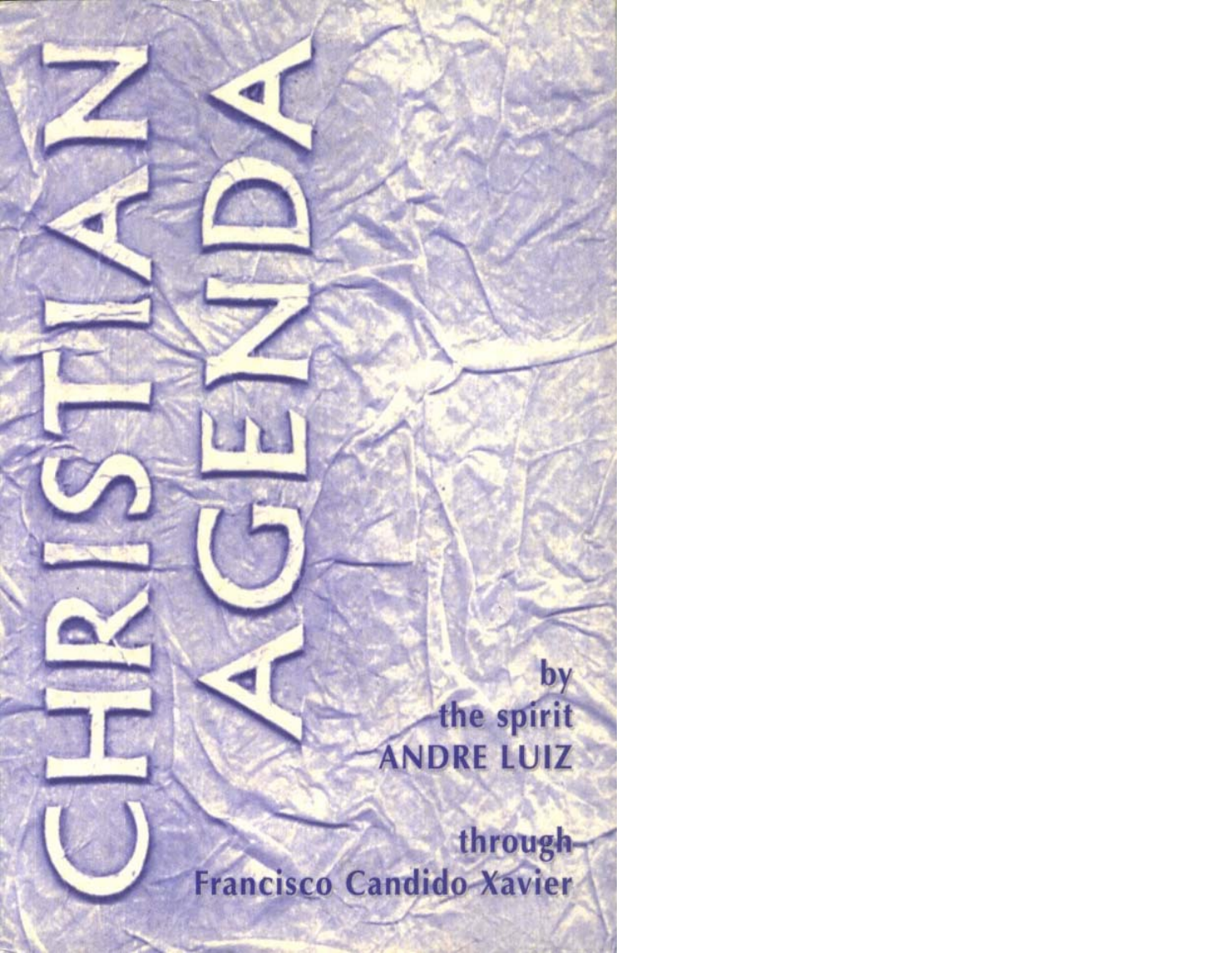# CHRISTIAN AGENDA

by
the spirit
ANDRE LUIZ

through
Francisco Candido Xavier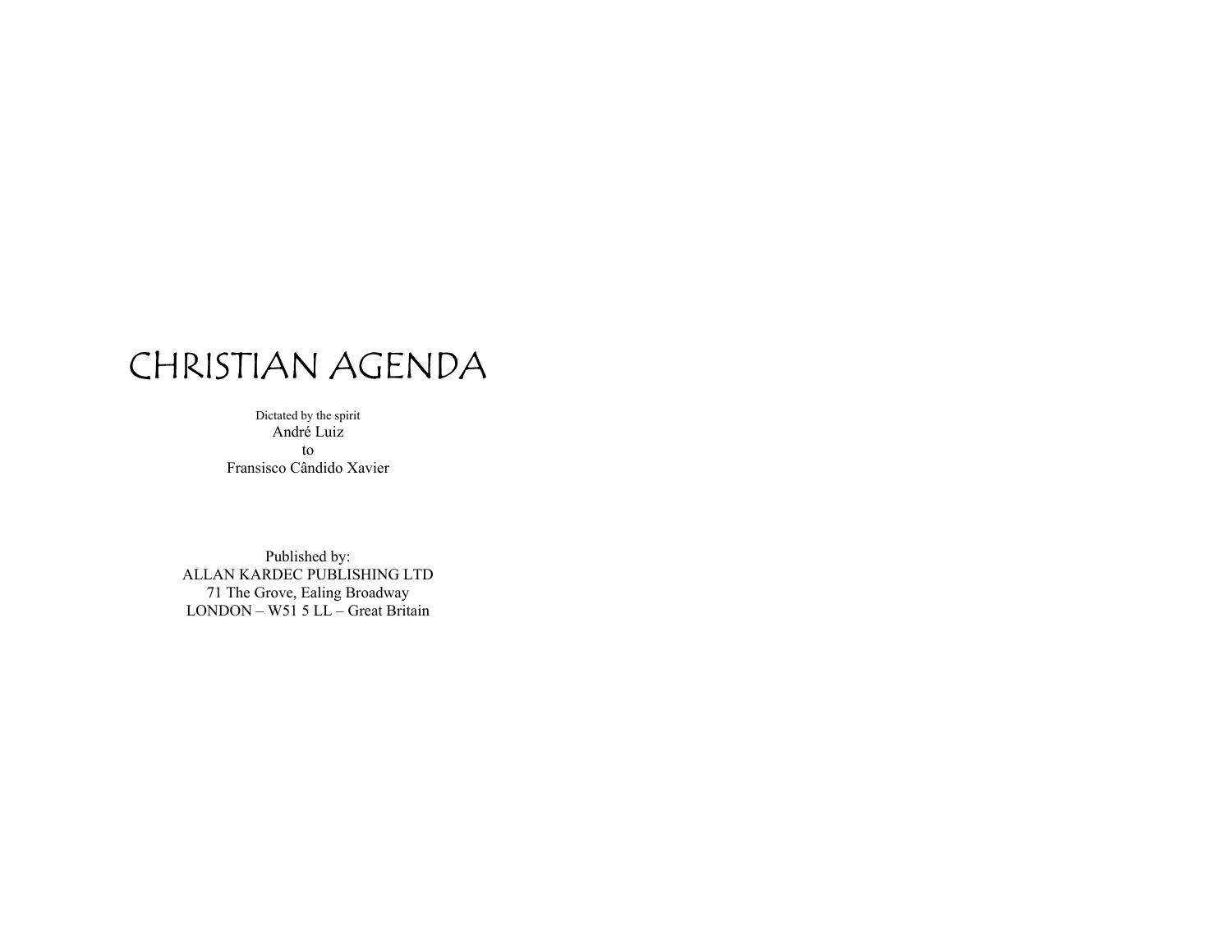# CHRISTIAN AGENDA

Dictated by the spirit
André Luiz
to
Fransisco Cândido Xavier

Published by:
ALLAN KARDEC PUBLISHING LTD
71 The Grove, Ealing Broadway
LONDON – W51 5 LL – Great Britain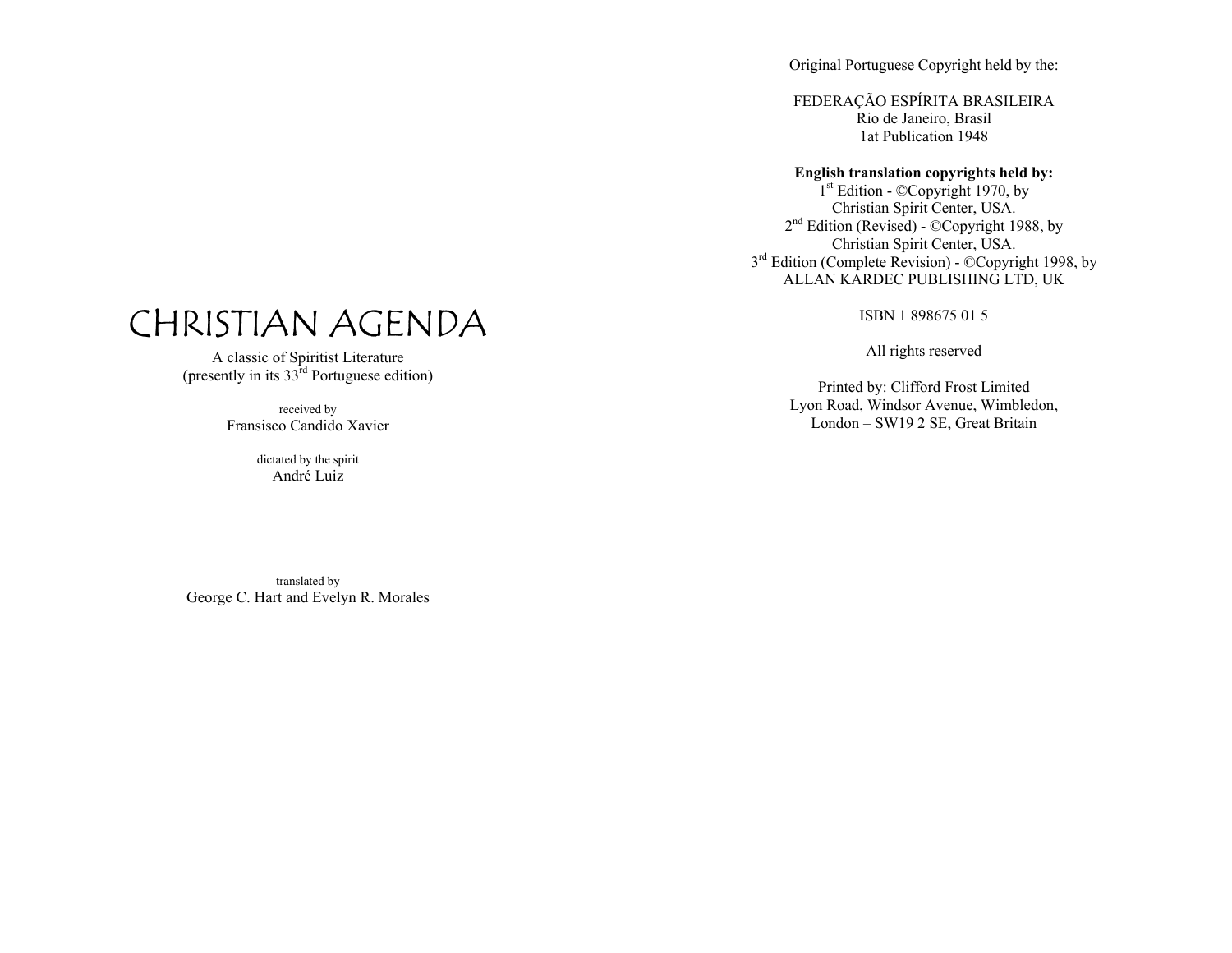# CHRISTIAN AGENDA

A classic of Spiritist Literature
(presently in its 33rd Portuguese edition)

received by
Fransisco Candido Xavier

dictated by the spirit
André Luiz

translated by
George C. Hart and Evelyn R. Morales

Original Portuguese Copyright held by the:

FEDERAÇÃO ESPÍRITA BRASILEIRA
Rio de Janeiro, Brasil
1at Publication 1948

**English translation copyrights held by:**
1st Edition - ©Copyright 1970, by
Christian Spirit Center, USA.
2nd Edition (Revised) - ©Copyright 1988, by
Christian Spirit Center, USA.
3rd Edition (Complete Revision) - ©Copyright 1998, by
ALLAN KARDEC PUBLISHING LTD, UK

ISBN 1 898675 01 5

All rights reserved

Printed by: Clifford Frost Limited
Lyon Road, Windsor Avenue, Wimbledon,
London – SW19 2 SE, Great Britain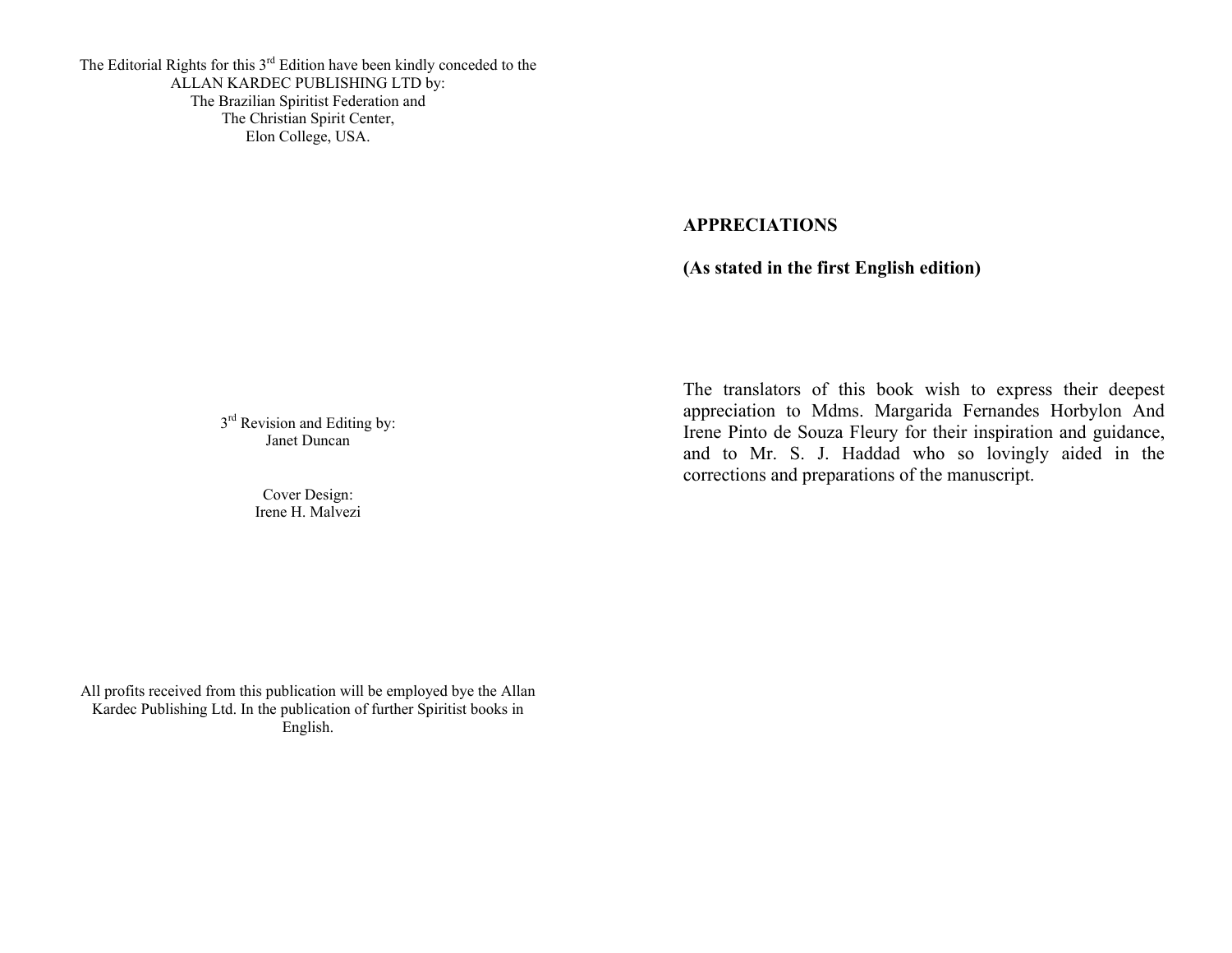The Editorial Rights for this 3rd Edition have been kindly conceded to the ALLAN KARDEC PUBLISHING LTD by:
The Brazilian Spiritist Federation and
The Christian Spirit Center,
Elon College, USA.

3rd Revision and Editing by:
Janet Duncan

Cover Design:
Irene H. Malvezi

All profits received from this publication will be employed bye the Allan Kardec Publishing Ltd. In the publication of further Spiritist books in English.

**APPRECIATIONS**

**(As stated in the first English edition)**

The translators of this book wish to express their deepest appreciation to Mdms. Margarida Fernandes Horbylon And Irene Pinto de Souza Fleury for their inspiration and guidance, and to Mr. S. J. Haddad who so lovingly aided in the corrections and preparations of the manuscript.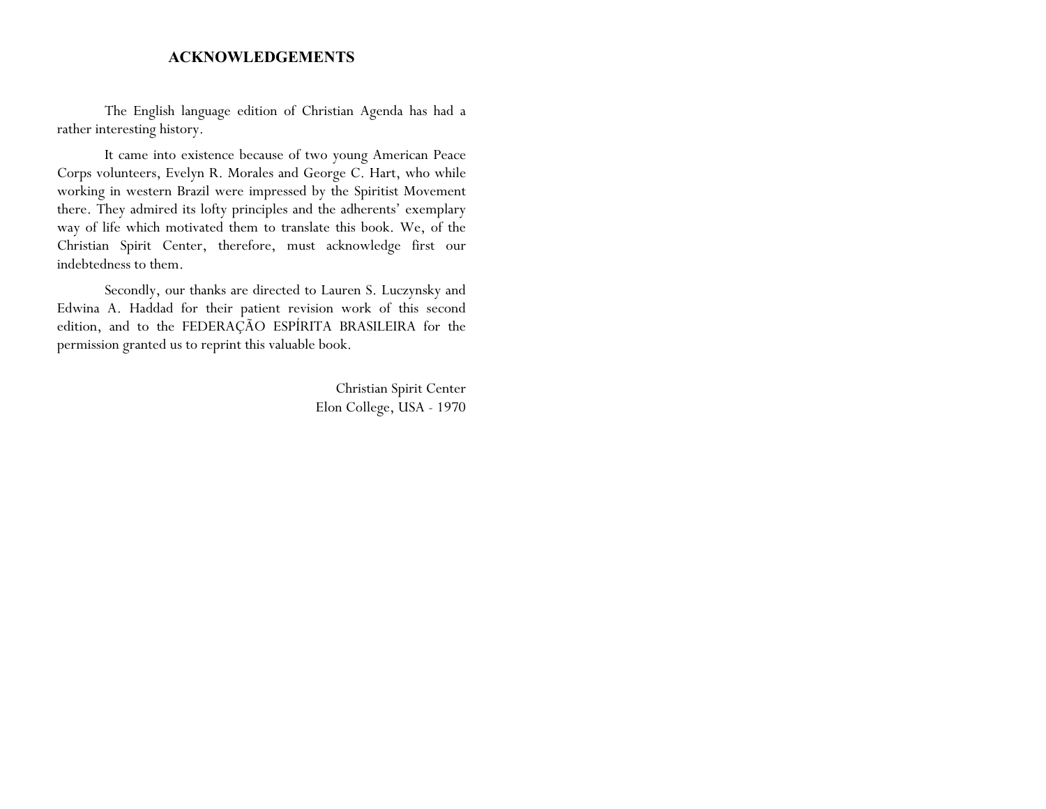# ACKNOWLEDGEMENTS

The English language edition of Christian Agenda has had a rather interesting history.

It came into existence because of two young American Peace Corps volunteers, Evelyn R. Morales and George C. Hart, who while working in western Brazil were impressed by the Spiritist Movement there. They admired its lofty principles and the adherents' exemplary way of life which motivated them to translate this book. We, of the Christian Spirit Center, therefore, must acknowledge first our indebtedness to them.

Secondly, our thanks are directed to Lauren S. Luczynsky and Edwina A. Haddad for their patient revision work of this second edition, and to the FEDERAÇÃO ESPÍRITA BRASILEIRA for the permission granted us to reprint this valuable book.

Christian Spirit Center
Elon College, USA - 1970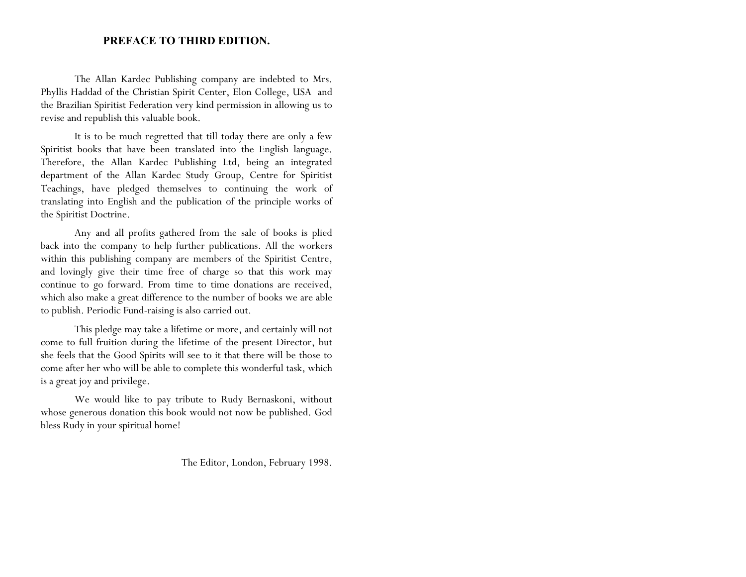## PREFACE TO THIRD EDITION.

The Allan Kardec Publishing company are indebted to Mrs. Phyllis Haddad of the Christian Spirit Center, Elon College, USA and the Brazilian Spiritist Federation very kind permission in allowing us to revise and republish this valuable book.

It is to be much regretted that till today there are only a few Spiritist books that have been translated into the English language. Therefore, the Allan Kardec Publishing Ltd, being an integrated department of the Allan Kardec Study Group, Centre for Spiritist Teachings, have pledged themselves to continuing the work of translating into English and the publication of the principle works of the Spiritist Doctrine.

Any and all profits gathered from the sale of books is plied back into the company to help further publications. All the workers within this publishing company are members of the Spiritist Centre, and lovingly give their time free of charge so that this work may continue to go forward. From time to time donations are received, which also make a great difference to the number of books we are able to publish. Periodic Fund-raising is also carried out.

This pledge may take a lifetime or more, and certainly will not come to full fruition during the lifetime of the present Director, but she feels that the Good Spirits will see to it that there will be those to come after her who will be able to complete this wonderful task, which is a great joy and privilege.

We would like to pay tribute to Rudy Bernaskoni, without whose generous donation this book would not now be published. God bless Rudy in your spiritual home!

The Editor, London, February 1998.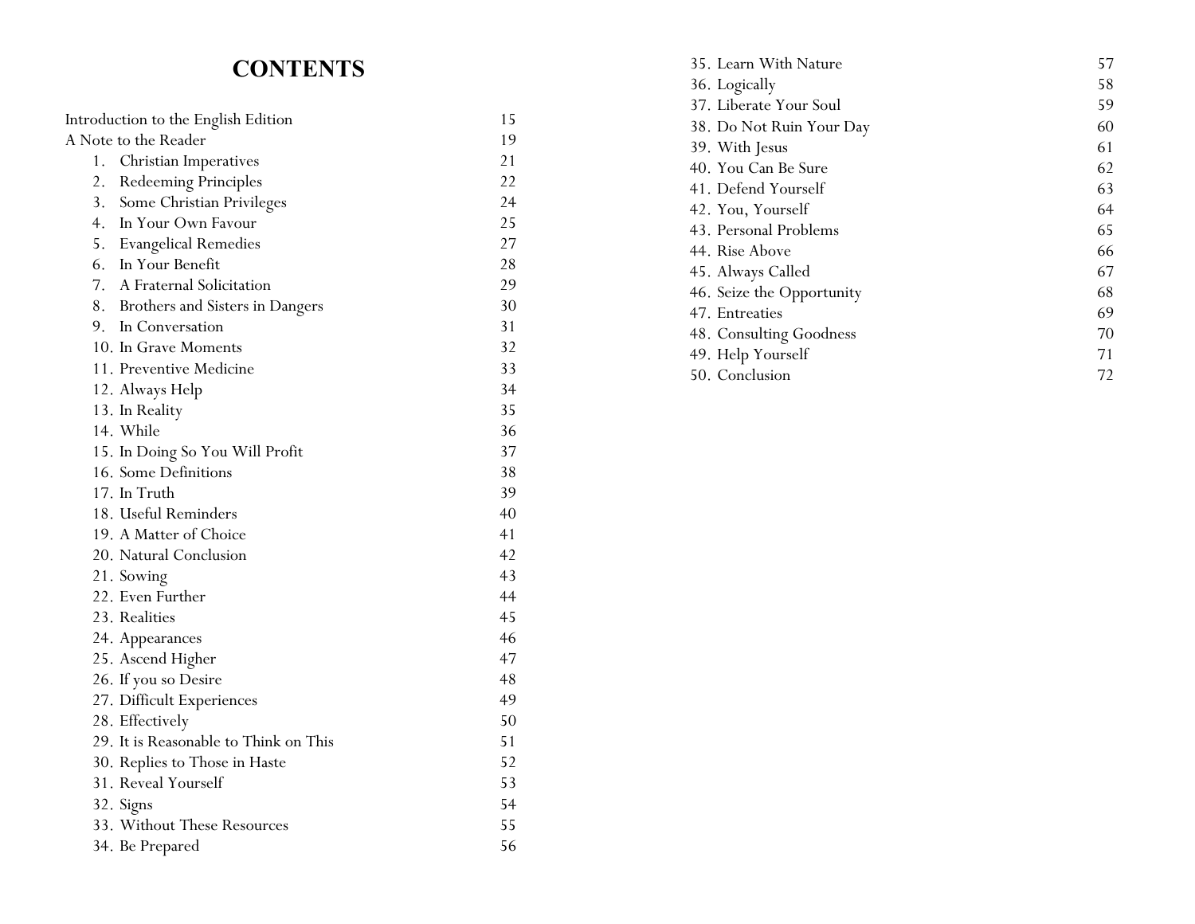# CONTENTS

| | |
|---|---|
| Introduction to the English Edition | 15 |
| A Note to the Reader | 19 |
| 1. Christian Imperatives | 21 |
| 2. Redeeming Principles | 22 |
| 3. Some Christian Privileges | 24 |
| 4. In Your Own Favour | 25 |
| 5. Evangelical Remedies | 27 |
| 6. In Your Benefit | 28 |
| 7. A Fraternal Solicitation | 29 |
| 8. Brothers and Sisters in Dangers | 30 |
| 9. In Conversation | 31 |
| 10. In Grave Moments | 32 |
| 11. Preventive Medicine | 33 |
| 12. Always Help | 34 |
| 13. In Reality | 35 |
| 14. While | 36 |
| 15. In Doing So You Will Profit | 37 |
| 16. Some Definitions | 38 |
| 17. In Truth | 39 |
| 18. Useful Reminders | 40 |
| 19. A Matter of Choice | 41 |
| 20. Natural Conclusion | 42 |
| 21. Sowing | 43 |
| 22. Even Further | 44 |
| 23. Realities | 45 |
| 24. Appearances | 46 |
| 25. Ascend Higher | 47 |
| 26. If you so Desire | 48 |
| 27. Difficult Experiences | 49 |
| 28. Effectively | 50 |
| 29. It is Reasonable to Think on This | 51 |
| 30. Replies to Those in Haste | 52 |
| 31. Reveal Yourself | 53 |
| 32. Signs | 54 |
| 33. Without These Resources | 55 |
| 34. Be Prepared | 56 |
| 35. Learn With Nature | 57 |
| 36. Logically | 58 |
| 37. Liberate Your Soul | 59 |
| 38. Do Not Ruin Your Day | 60 |
| 39. With Jesus | 61 |
| 40. You Can Be Sure | 62 |
| 41. Defend Yourself | 63 |
| 42. You, Yourself | 64 |
| 43. Personal Problems | 65 |
| 44. Rise Above | 66 |
| 45. Always Called | 67 |
| 46. Seize the Opportunity | 68 |
| 47. Entreaties | 69 |
| 48. Consulting Goodness | 70 |
| 49. Help Yourself | 71 |
| 50. Conclusion | 72 |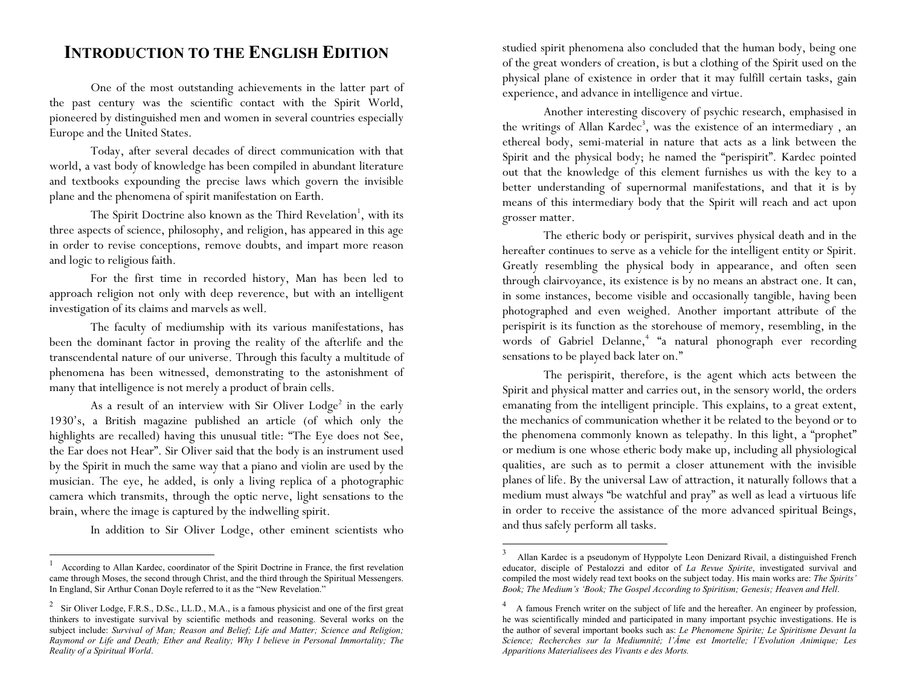# INTRODUCTION TO THE ENGLISH EDITION

One of the most outstanding achievements in the latter part of the past century was the scientific contact with the Spirit World, pioneered by distinguished men and women in several countries especially Europe and the United States.

Today, after several decades of direct communication with that world, a vast body of knowledge has been compiled in abundant literature and textbooks expounding the precise laws which govern the invisible plane and the phenomena of spirit manifestation on Earth.

The Spirit Doctrine also known as the Third Revelation[1], with its three aspects of science, philosophy, and religion, has appeared in this age in order to revise conceptions, remove doubts, and impart more reason and logic to religious faith.

For the first time in recorded history, Man has been led to approach religion not only with deep reverence, but with an intelligent investigation of its claims and marvels as well.

The faculty of mediumship with its various manifestations, has been the dominant factor in proving the reality of the afterlife and the transcendental nature of our universe. Through this faculty a multitude of phenomena has been witnessed, demonstrating to the astonishment of many that intelligence is not merely a product of brain cells.

As a result of an interview with Sir Oliver Lodge[2] in the early 1930's, a British magazine published an article (of which only the highlights are recalled) having this unusual title: "The Eye does not See, the Ear does not Hear". Sir Oliver said that the body is an instrument used by the Spirit in much the same way that a piano and violin are used by the musician. The eye, he added, is only a living replica of a photographic camera which transmits, through the optic nerve, light sensations to the brain, where the image is captured by the indwelling spirit.

In addition to Sir Oliver Lodge, other eminent scientists who studied spirit phenomena also concluded that the human body, being one of the great wonders of creation, is but a clothing of the Spirit used on the physical plane of existence in order that it may fulfill certain tasks, gain experience, and advance in intelligence and virtue.

Another interesting discovery of psychic research, emphasised in the writings of Allan Kardec[3], was the existence of an intermediary , an ethereal body, semi-material in nature that acts as a link between the Spirit and the physical body; he named the "perispirit". Kardec pointed out that the knowledge of this element furnishes us with the key to a better understanding of supernormal manifestations, and that it is by means of this intermediary body that the Spirit will reach and act upon grosser matter.

The etheric body or perispirit, survives physical death and in the hereafter continues to serve as a vehicle for the intelligent entity or Spirit. Greatly resembling the physical body in appearance, and often seen through clairvoyance, its existence is by no means an abstract one. It can, in some instances, become visible and occasionally tangible, having been photographed and even weighed. Another important attribute of the perispirit is its function as the storehouse of memory, resembling, in the words of Gabriel Delanne,[4] "a natural phonograph ever recording sensations to be played back later on."

The perispirit, therefore, is the agent which acts between the Spirit and physical matter and carries out, in the sensory world, the orders emanating from the intelligent principle. This explains, to a great extent, the mechanics of communication whether it be related to the beyond or to the phenomena commonly known as telepathy. In this light, a "prophet" or medium is one whose etheric body make up, including all physiological qualities, are such as to permit a closer attunement with the invisible planes of life. By the universal Law of attraction, it naturally follows that a medium must always "be watchful and pray" as well as lead a virtuous life in order to receive the assistance of the more advanced spiritual Beings, and thus safely perform all tasks.

---

[1] According to Allan Kardec, coordinator of the Spirit Doctrine in France, the first revelation came through Moses, the second through Christ, and the third through the Spiritual Messengers. In England, Sir Arthur Conan Doyle referred to it as the "New Revelation."

[2] Sir Oliver Lodge, F.R.S., D.Sc., LL.D., M.A., is a famous physicist and one of the first great thinkers to investigate survival by scientific methods and reasoning. Several works on the subject include: *Survival of Man; Reason and Belief; Life and Matter; Science and Religion; Raymond or Life and Death; Ether and Reality; Why I believe in Personal Immortality; The Reality of a Spiritual World*.

[3] Allan Kardec is a pseudonym of Hyppolyte Leon Denizard Rivail, a distinguished French educator, disciple of Pestalozzi and editor of *La Revue Spirite*, investigated survival and compiled the most widely read text books on the subject today. His main works are: *The Spirits' Book; The Medium's 'Book; The Gospel According to Spiritism; Genesis; Heaven and Hell*.

[4] A famous French writer on the subject of life and the hereafter. An engineer by profession, he was scientifically minded and participated in many important psychic investigations. He is the author of several important books such as: *Le Phenomene Spirite; Le Spiritisme Devant la Science; Recherches sur la Mediumnité; l'Âme est Imortelle; l'Evolution Animique; Les Apparitions Materialisees des Vivants e des Morts.*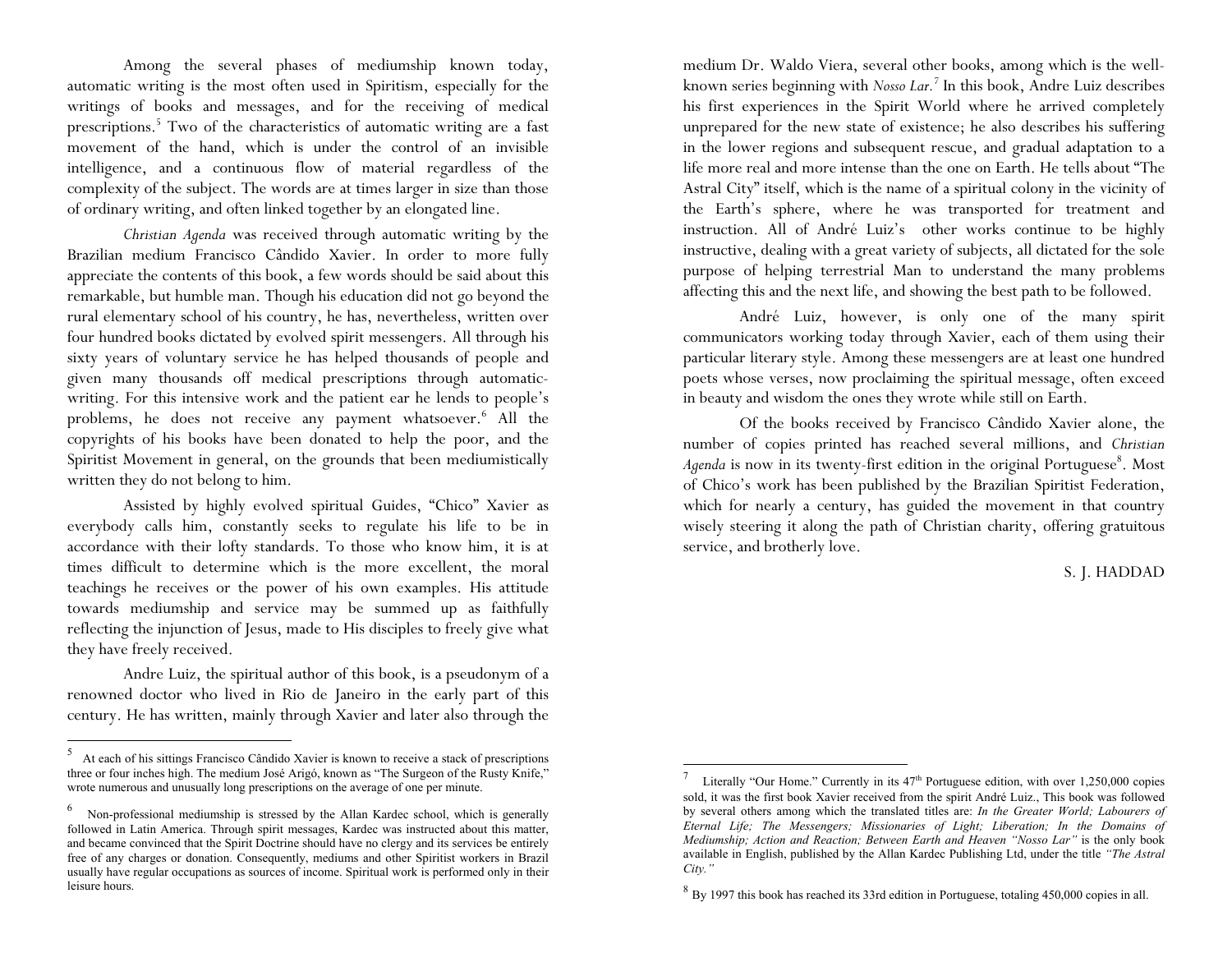Among the several phases of mediumship known today, automatic writing is the most often used in Spiritism, especially for the writings of books and messages, and for the receiving of medical prescriptions.[5] Two of the characteristics of automatic writing are a fast movement of the hand, which is under the control of an invisible intelligence, and a continuous flow of material regardless of the complexity of the subject. The words are at times larger in size than those of ordinary writing, and often linked together by an elongated line.

*Christian Agenda* was received through automatic writing by the Brazilian medium Francisco Cândido Xavier. In order to more fully appreciate the contents of this book, a few words should be said about this remarkable, but humble man. Though his education did not go beyond the rural elementary school of his country, he has, nevertheless, written over four hundred books dictated by evolved spirit messengers. All through his sixty years of voluntary service he has helped thousands of people and given many thousands off medical prescriptions through automatic-writing. For this intensive work and the patient ear he lends to people's problems, he does not receive any payment whatsoever.[6] All the copyrights of his books have been donated to help the poor, and the Spiritist Movement in general, on the grounds that been mediumistically written they do not belong to him.

Assisted by highly evolved spiritual Guides, "Chico" Xavier as everybody calls him, constantly seeks to regulate his life to be in accordance with their lofty standards. To those who know him, it is at times difficult to determine which is the more excellent, the moral teachings he receives or the power of his own examples. His attitude towards mediumship and service may be summed up as faithfully reflecting the injunction of Jesus, made to His disciples to freely give what they have freely received.

Andre Luiz, the spiritual author of this book, is a pseudonym of a renowned doctor who lived in Rio de Janeiro in the early part of this century. He has written, mainly through Xavier and later also through the medium Dr. Waldo Viera, several other books, among which is the well-known series beginning with *Nosso Lar.*[7] In this book, Andre Luiz describes his first experiences in the Spirit World where he arrived completely unprepared for the new state of existence; he also describes his suffering in the lower regions and subsequent rescue, and gradual adaptation to a life more real and more intense than the one on Earth. He tells about "The Astral City" itself, which is the name of a spiritual colony in the vicinity of the Earth's sphere, where he was transported for treatment and instruction. All of André Luiz's other works continue to be highly instructive, dealing with a great variety of subjects, all dictated for the sole purpose of helping terrestrial Man to understand the many problems affecting this and the next life, and showing the best path to be followed.

André Luiz, however, is only one of the many spirit communicators working today through Xavier, each of them using their particular literary style. Among these messengers are at least one hundred poets whose verses, now proclaiming the spiritual message, often exceed in beauty and wisdom the ones they wrote while still on Earth.

Of the books received by Francisco Cândido Xavier alone, the number of copies printed has reached several millions, and *Christian Agenda* is now in its twenty-first edition in the original Portuguese[8]. Most of Chico's work has been published by the Brazilian Spiritist Federation, which for nearly a century, has guided the movement in that country wisely steering it along the path of Christian charity, offering gratuitous service, and brotherly love.

S. J. HADDAD

---

[5] At each of his sittings Francisco Cândido Xavier is known to receive a stack of prescriptions three or four inches high. The medium José Arigó, known as "The Surgeon of the Rusty Knife," wrote numerous and unusually long prescriptions on the average of one per minute.

[6] Non-professional mediumship is stressed by the Allan Kardec school, which is generally followed in Latin America. Through spirit messages, Kardec was instructed about this matter, and became convinced that the Spirit Doctrine should have no clergy and its services be entirely free of any charges or donation. Consequently, mediums and other Spiritist workers in Brazil usually have regular occupations as sources of income. Spiritual work is performed only in their leisure hours.

[7] Literally "Our Home." Currently in its 47th Portuguese edition, with over 1,250,000 copies sold, it was the first book Xavier received from the spirit André Luiz., This book was followed by several others among which the translated titles are: *In the Greater World; Labourers of Eternal Life; The Messengers; Missionaries of Light; Liberation; In the Domains of Mediumship; Action and Reaction; Between Earth and Heaven "Nosso Lar"* is the only book available in English, published by the Allan Kardec Publishing Ltd, under the title *"The Astral City."*

[8] By 1997 this book has reached its 33rd edition in Portuguese, totaling 450,000 copies in all.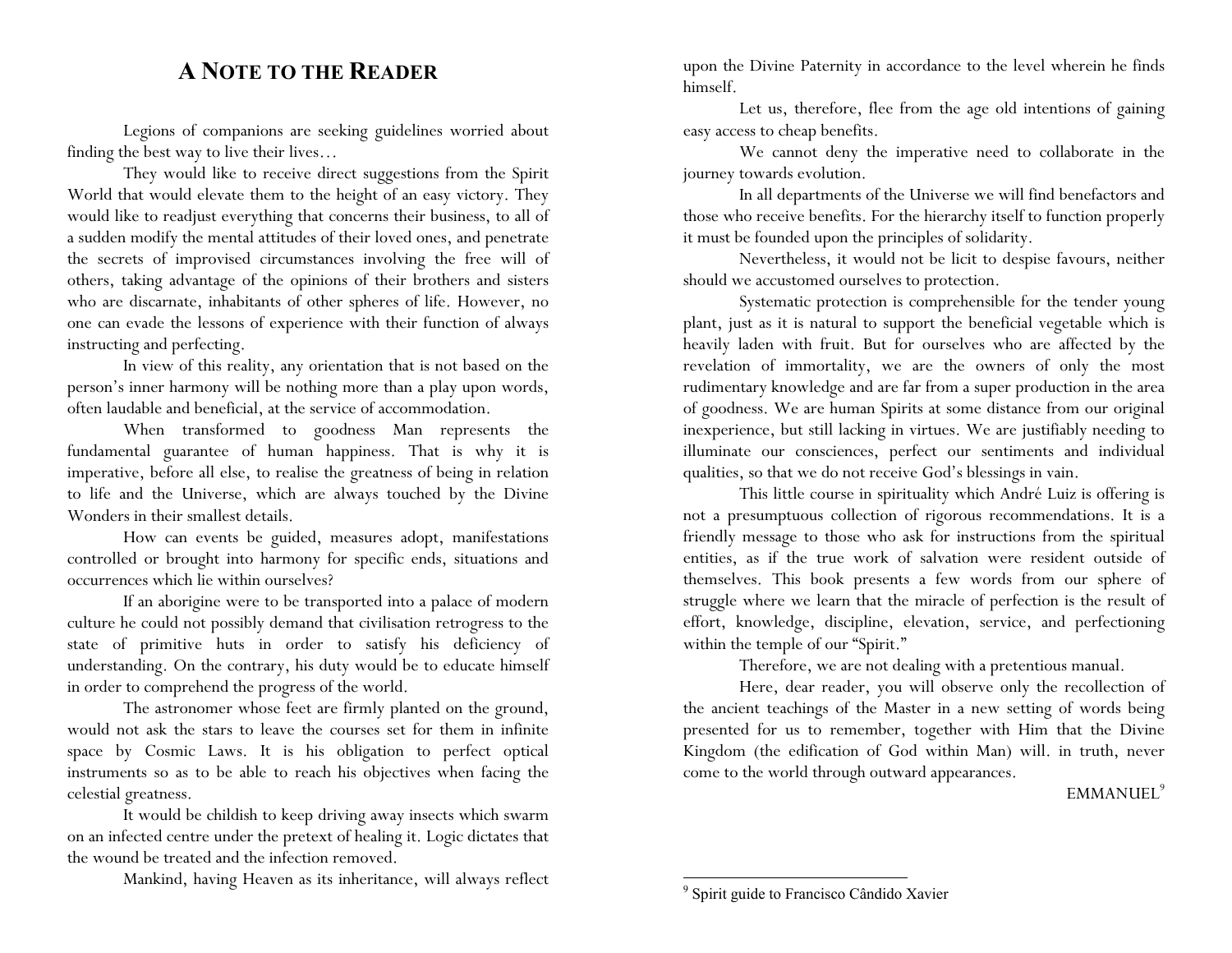# A Note to the Reader

Legions of companions are seeking guidelines worried about finding the best way to live their lives…

They would like to receive direct suggestions from the Spirit World that would elevate them to the height of an easy victory. They would like to readjust everything that concerns their business, to all of a sudden modify the mental attitudes of their loved ones, and penetrate the secrets of improvised circumstances involving the free will of others, taking advantage of the opinions of their brothers and sisters who are discarnate, inhabitants of other spheres of life. However, no one can evade the lessons of experience with their function of always instructing and perfecting.

In view of this reality, any orientation that is not based on the person's inner harmony will be nothing more than a play upon words, often laudable and beneficial, at the service of accommodation.

When transformed to goodness Man represents the fundamental guarantee of human happiness. That is why it is imperative, before all else, to realise the greatness of being in relation to life and the Universe, which are always touched by the Divine Wonders in their smallest details.

How can events be guided, measures adopt, manifestations controlled or brought into harmony for specific ends, situations and occurrences which lie within ourselves?

If an aborigine were to be transported into a palace of modern culture he could not possibly demand that civilisation retrogress to the state of primitive huts in order to satisfy his deficiency of understanding. On the contrary, his duty would be to educate himself in order to comprehend the progress of the world.

The astronomer whose feet are firmly planted on the ground, would not ask the stars to leave the courses set for them in infinite space by Cosmic Laws. It is his obligation to perfect optical instruments so as to be able to reach his objectives when facing the celestial greatness.

It would be childish to keep driving away insects which swarm on an infected centre under the pretext of healing it. Logic dictates that the wound be treated and the infection removed.

Mankind, having Heaven as its inheritance, will always reflect upon the Divine Paternity in accordance to the level wherein he finds himself.

Let us, therefore, flee from the age old intentions of gaining easy access to cheap benefits.

We cannot deny the imperative need to collaborate in the journey towards evolution.

In all departments of the Universe we will find benefactors and those who receive benefits. For the hierarchy itself to function properly it must be founded upon the principles of solidarity.

Nevertheless, it would not be licit to despise favours, neither should we accustomed ourselves to protection.

Systematic protection is comprehensible for the tender young plant, just as it is natural to support the beneficial vegetable which is heavily laden with fruit. But for ourselves who are affected by the revelation of immortality, we are the owners of only the most rudimentary knowledge and are far from a super production in the area of goodness. We are human Spirits at some distance from our original inexperience, but still lacking in virtues. We are justifiably needing to illuminate our consciences, perfect our sentiments and individual qualities, so that we do not receive God's blessings in vain.

This little course in spirituality which André Luiz is offering is not a presumptuous collection of rigorous recommendations. It is a friendly message to those who ask for instructions from the spiritual entities, as if the true work of salvation were resident outside of themselves. This book presents a few words from our sphere of struggle where we learn that the miracle of perfection is the result of effort, knowledge, discipline, elevation, service, and perfectioning within the temple of our "Spirit."

Therefore, we are not dealing with a pretentious manual.

Here, dear reader, you will observe only the recollection of the ancient teachings of the Master in a new setting of words being presented for us to remember, together with Him that the Divine Kingdom (the edification of God within Man) will. in truth, never come to the world through outward appearances.

EMMANUEL[9]

---

[9] Spirit guide to Francisco Cândido Xavier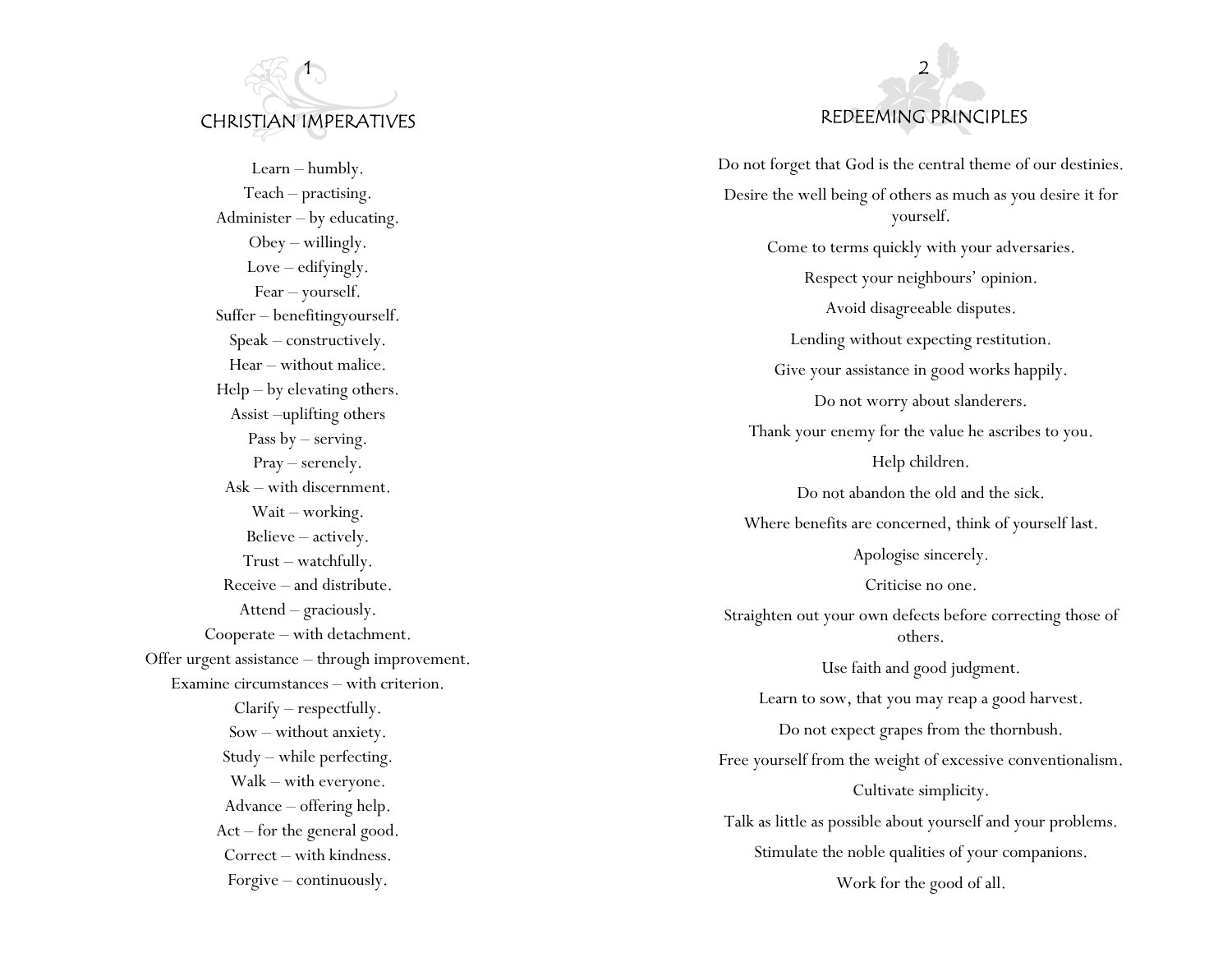# 1

## CHRISTIAN IMPERATIVES

Learn – humbly.
Teach – practising.
Administer – by educating.
Obey – willingly.
Love – edifyingly.
Fear – yourself.
Suffer – benefitingyourself.
Speak – constructively.
Hear – without malice.
Help – by elevating others.
Assist –uplifting others
Pass by – serving.
Pray – serenely.
Ask – with discernment.
Wait – working.
Believe – actively.
Trust – watchfully.
Receive – and distribute.
Attend – graciously.
Cooperate – with detachment.
Offer urgent assistance – through improvement.
Examine circumstances – with criterion.
Clarify – respectfully.
Sow – without anxiety.
Study – while perfecting.
Walk – with everyone.
Advance – offering help.
Act – for the general good.
Correct – with kindness.
Forgive – continuously.

# 2

## REDEEMING PRINCIPLES

Do not forget that God is the central theme of our destinies.

Desire the well being of others as much as you desire it for yourself.

Come to terms quickly with your adversaries.

Respect your neighbours' opinion.

Avoid disagreeable disputes.

Lending without expecting restitution.

Give your assistance in good works happily.

Do not worry about slanderers.

Thank your enemy for the value he ascribes to you.

Help children.

Do not abandon the old and the sick.

Where benefits are concerned, think of yourself last.

Apologise sincerely.

Criticise no one.

Straighten out your own defects before correcting those of others.

Use faith and good judgment.

Learn to sow, that you may reap a good harvest.

Do not expect grapes from the thornbush.

Free yourself from the weight of excessive conventionalism.

Cultivate simplicity.

Talk as little as possible about yourself and your problems.

Stimulate the noble qualities of your companions.

Work for the good of all.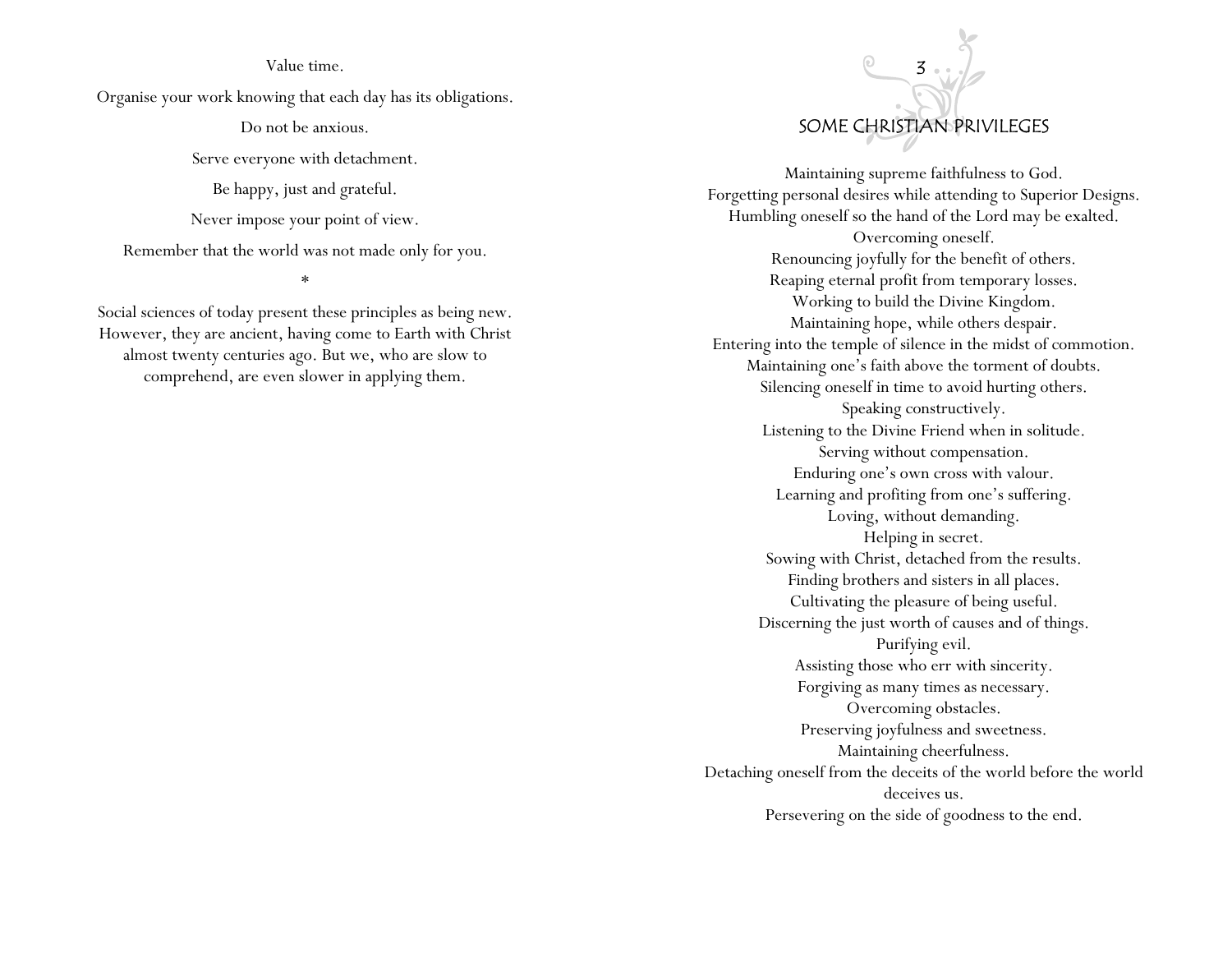Value time.

Organise your work knowing that each day has its obligations.

Do not be anxious.

Serve everyone with detachment.

Be happy, just and grateful.

Never impose your point of view.

Remember that the world was not made only for you.

*

Social sciences of today present these principles as being new. However, they are ancient, having come to Earth with Christ almost twenty centuries ago. But we, who are slow to comprehend, are even slower in applying them.

## 3

## SOME CHRISTIAN PRIVILEGES

Maintaining supreme faithfulness to God.
Forgetting personal desires while attending to Superior Designs.
Humbling oneself so the hand of the Lord may be exalted.
Overcoming oneself.
Renouncing joyfully for the benefit of others.
Reaping eternal profit from temporary losses.
Working to build the Divine Kingdom.
Maintaining hope, while others despair.
Entering into the temple of silence in the midst of commotion.
Maintaining one's faith above the torment of doubts.
Silencing oneself in time to avoid hurting others.
Speaking constructively.
Listening to the Divine Friend when in solitude.
Serving without compensation.
Enduring one's own cross with valour.
Learning and profiting from one's suffering.
Loving, without demanding.
Helping in secret.
Sowing with Christ, detached from the results.
Finding brothers and sisters in all places.
Cultivating the pleasure of being useful.
Discerning the just worth of causes and of things.
Purifying evil.
Assisting those who err with sincerity.
Forgiving as many times as necessary.
Overcoming obstacles.
Preserving joyfulness and sweetness.
Maintaining cheerfulness.
Detaching oneself from the deceits of the world before the world deceives us.
Persevering on the side of goodness to the end.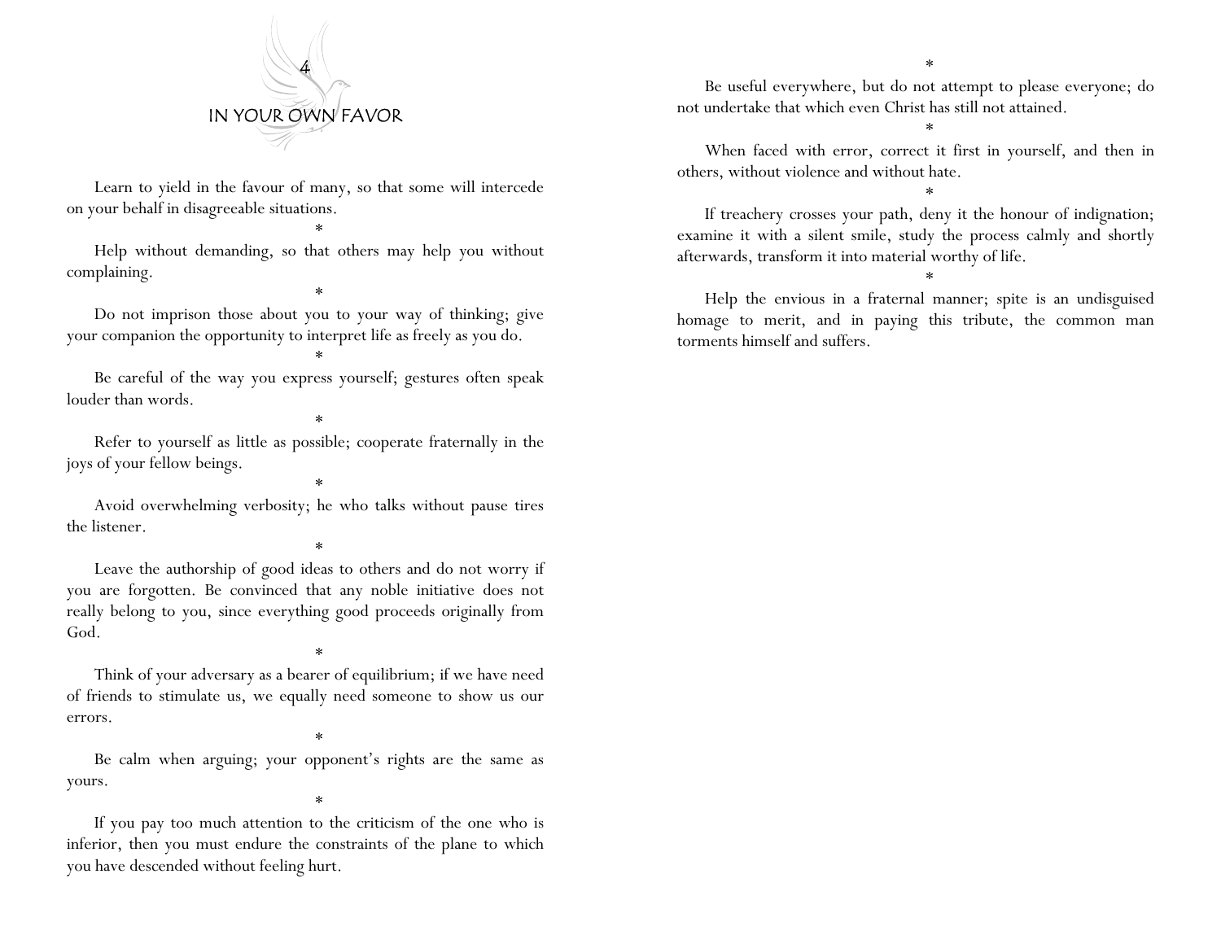# 4
# IN YOUR OWN FAVOR

Learn to yield in the favour of many, so that some will intercede on your behalf in disagreeable situations.

*

Help without demanding, so that others may help you without complaining.

*

Do not imprison those about you to your way of thinking; give your companion the opportunity to interpret life as freely as you do.

*

Be careful of the way you express yourself; gestures often speak louder than words.

*

Refer to yourself as little as possible; cooperate fraternally in the joys of your fellow beings.

*

Avoid overwhelming verbosity; he who talks without pause tires the listener.

*

Leave the authorship of good ideas to others and do not worry if you are forgotten. Be convinced that any noble initiative does not really belong to you, since everything good proceeds originally from God.

*

Think of your adversary as a bearer of equilibrium; if we have need of friends to stimulate us, we equally need someone to show us our errors.

*

Be calm when arguing; your opponent's rights are the same as yours.

*

If you pay too much attention to the criticism of the one who is inferior, then you must endure the constraints of the plane to which you have descended without feeling hurt.

*

Be useful everywhere, but do not attempt to please everyone; do not undertake that which even Christ has still not attained.

*

When faced with error, correct it first in yourself, and then in others, without violence and without hate.

*

If treachery crosses your path, deny it the honour of indignation; examine it with a silent smile, study the process calmly and shortly afterwards, transform it into material worthy of life.

*

Help the envious in a fraternal manner; spite is an undisguised homage to merit, and in paying this tribute, the common man torments himself and suffers.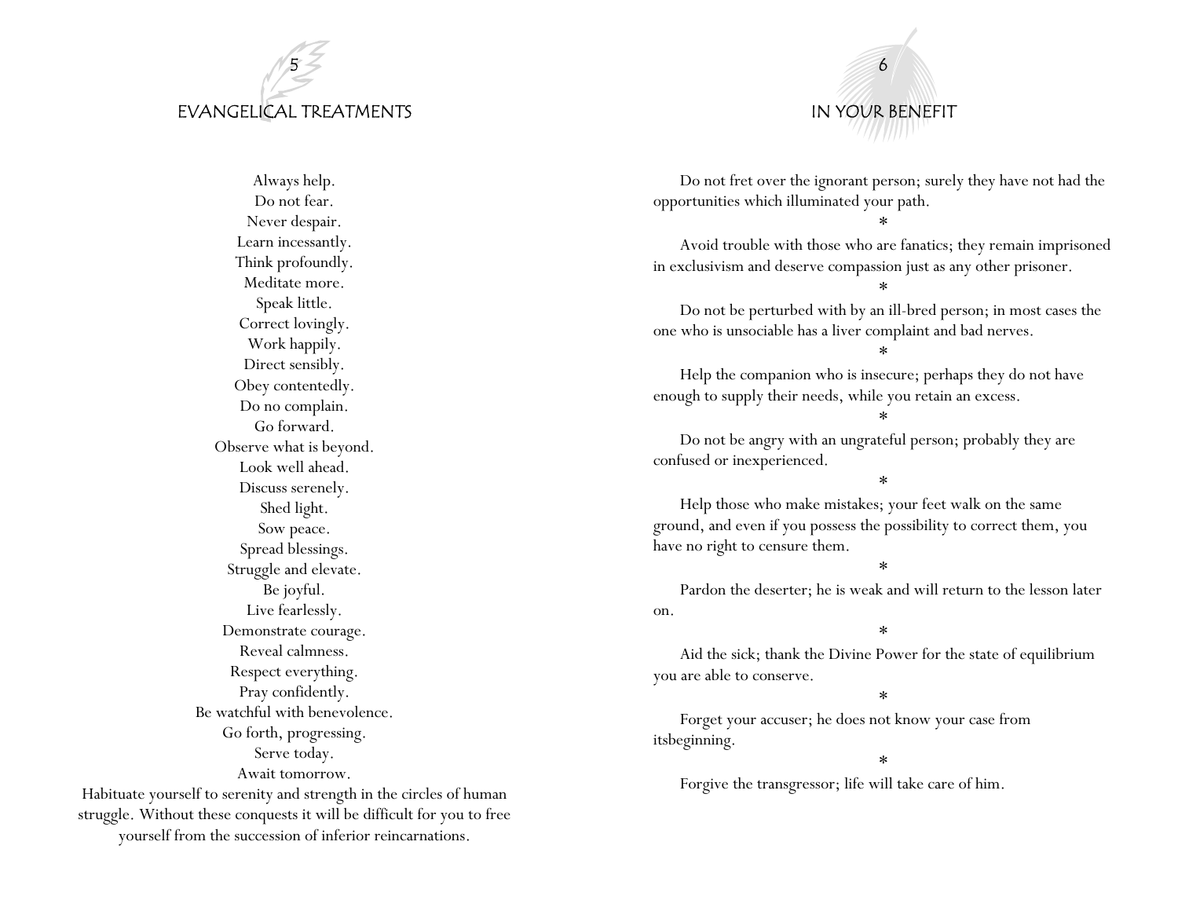## 5 EVANGELICAL TREATMENTS

Always help.
Do not fear.
Never despair.
Learn incessantly.
Think profoundly.
Meditate more.
Speak little.
Correct lovingly.
Work happily.
Direct sensibly.
Obey contentedly.
Do no complain.
Go forward.
Observe what is beyond.
Look well ahead.
Discuss serenely.
Shed light.
Sow peace.
Spread blessings.
Struggle and elevate.
Be joyful.
Live fearlessly.
Demonstrate courage.
Reveal calmness.
Respect everything.
Pray confidently.
Be watchful with benevolence.
Go forth, progressing.
Serve today.
Await tomorrow.
Habituate yourself to serenity and strength in the circles of human struggle. Without these conquests it will be difficult for you to free yourself from the succession of inferior reincarnations.

## 6 IN YOUR BENEFIT

Do not fret over the ignorant person; surely they have not had the opportunities which illuminated your path.

*

Avoid trouble with those who are fanatics; they remain imprisoned in exclusivism and deserve compassion just as any other prisoner.

*

Do not be perturbed with by an ill-bred person; in most cases the one who is unsociable has a liver complaint and bad nerves.

*

Help the companion who is insecure; perhaps they do not have enough to supply their needs, while you retain an excess.

*

Do not be angry with an ungrateful person; probably they are confused or inexperienced.

*

Help those who make mistakes; your feet walk on the same ground, and even if you possess the possibility to correct them, you have no right to censure them.

*

Pardon the deserter; he is weak and will return to the lesson later on.

*

Aid the sick; thank the Divine Power for the state of equilibrium you are able to conserve.

*

Forget your accuser; he does not know your case from itsbeginning.

*

Forgive the transgressor; life will take care of him.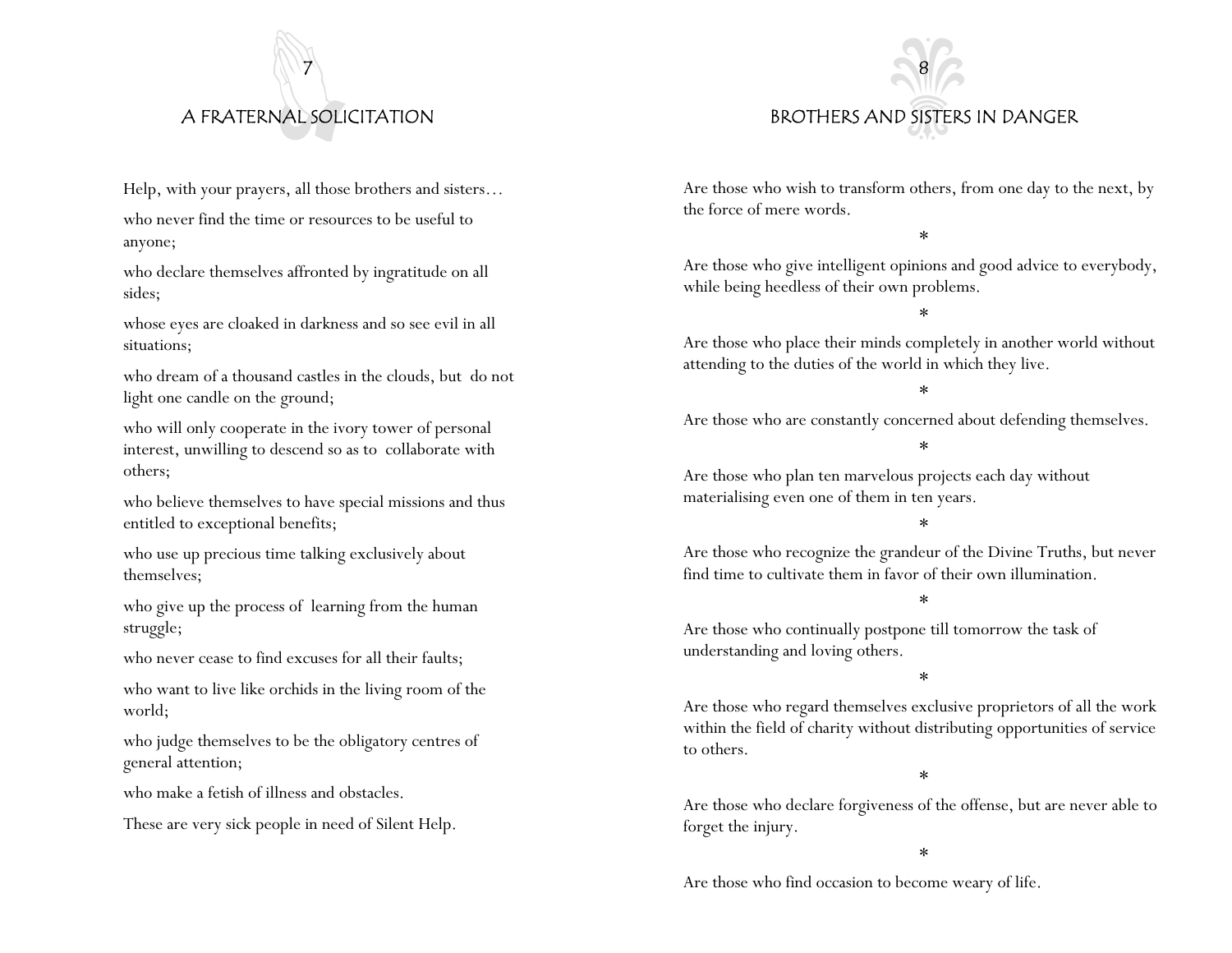## 7

## A FRATERNAL SOLICITATION

Help, with your prayers, all those brothers and sisters…

who never find the time or resources to be useful to anyone;

who declare themselves affronted by ingratitude on all sides;

whose eyes are cloaked in darkness and so see evil in all situations;

who dream of a thousand castles in the clouds, but do not light one candle on the ground;

who will only cooperate in the ivory tower of personal interest, unwilling to descend so as to collaborate with others;

who believe themselves to have special missions and thus entitled to exceptional benefits;

who use up precious time talking exclusively about themselves;

who give up the process of learning from the human struggle;

who never cease to find excuses for all their faults;

who want to live like orchids in the living room of the world;

who judge themselves to be the obligatory centres of general attention;

who make a fetish of illness and obstacles.

These are very sick people in need of Silent Help.

## 8

## BROTHERS AND SISTERS IN DANGER

Are those who wish to transform others, from one day to the next, by the force of mere words.

*

Are those who give intelligent opinions and good advice to everybody, while being heedless of their own problems.

*

Are those who place their minds completely in another world without attending to the duties of the world in which they live.

*

Are those who are constantly concerned about defending themselves.

*

Are those who plan ten marvelous projects each day without materialising even one of them in ten years.

*

Are those who recognize the grandeur of the Divine Truths, but never find time to cultivate them in favor of their own illumination.

*

Are those who continually postpone till tomorrow the task of understanding and loving others.

*

Are those who regard themselves exclusive proprietors of all the work within the field of charity without distributing opportunities of service to others.

*

Are those who declare forgiveness of the offense, but are never able to forget the injury.

*

Are those who find occasion to become weary of life.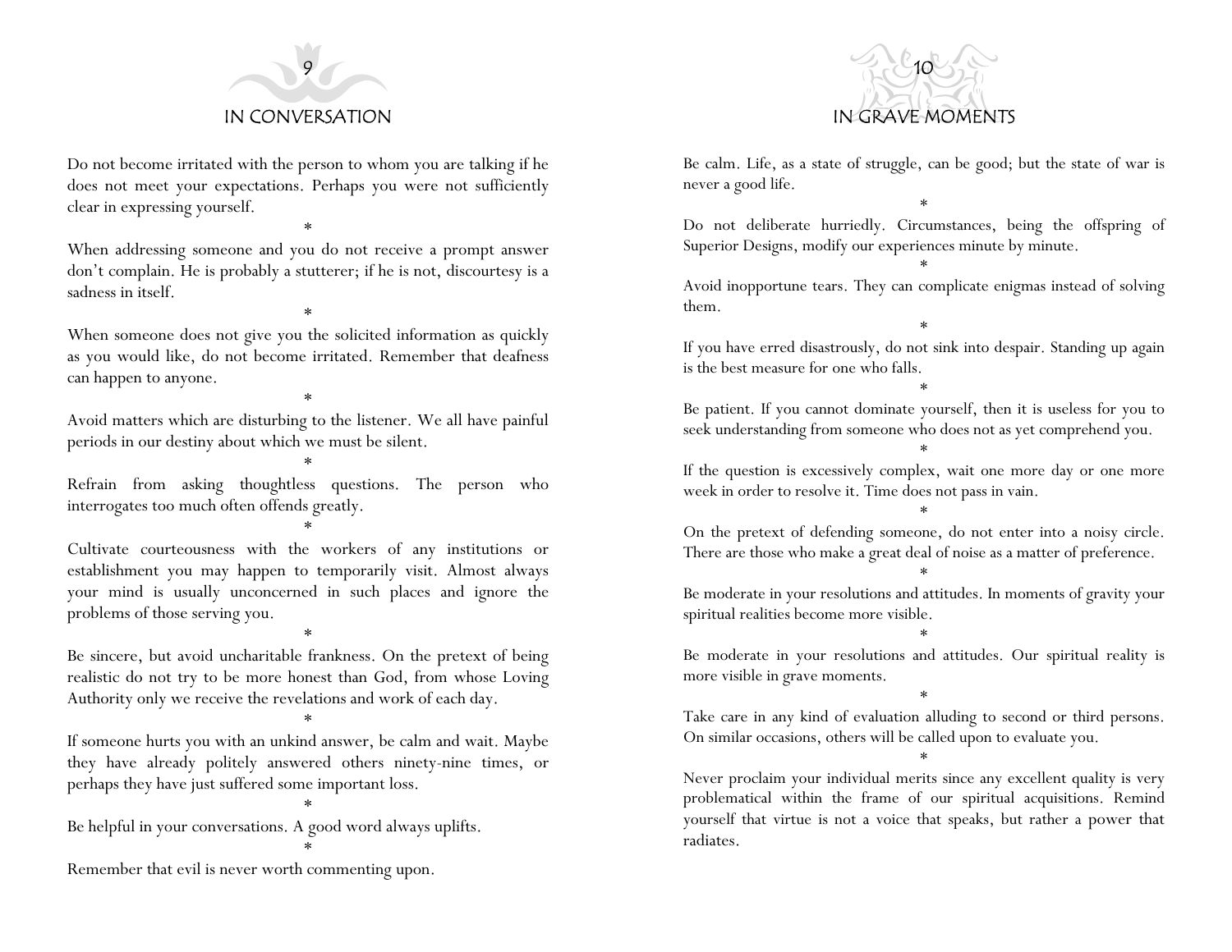## 9

## IN CONVERSATION

Do not become irritated with the person to whom you are talking if he does not meet your expectations. Perhaps you were not sufficiently clear in expressing yourself.

*

When addressing someone and you do not receive a prompt answer don't complain. He is probably a stutterer; if he is not, discourtesy is a sadness in itself.

*

When someone does not give you the solicited information as quickly as you would like, do not become irritated. Remember that deafness can happen to anyone.

*

Avoid matters which are disturbing to the listener. We all have painful periods in our destiny about which we must be silent.

*

Refrain from asking thoughtless questions. The person who interrogates too much often offends greatly.

*

Cultivate courteousness with the workers of any institutions or establishment you may happen to temporarily visit. Almost always your mind is usually unconcerned in such places and ignore the problems of those serving you.

*

Be sincere, but avoid uncharitable frankness. On the pretext of being realistic do not try to be more honest than God, from whose Loving Authority only we receive the revelations and work of each day.

*

If someone hurts you with an unkind answer, be calm and wait. Maybe they have already politely answered others ninety-nine times, or perhaps they have just suffered some important loss.

*

Be helpful in your conversations. A good word always uplifts.

*

Remember that evil is never worth commenting upon.

## 10

## IN GRAVE MOMENTS

Be calm. Life, as a state of struggle, can be good; but the state of war is never a good life.

*

Do not deliberate hurriedly. Circumstances, being the offspring of Superior Designs, modify our experiences minute by minute.

*

Avoid inopportune tears. They can complicate enigmas instead of solving them.

*

If you have erred disastrously, do not sink into despair. Standing up again is the best measure for one who falls.

*

Be patient. If you cannot dominate yourself, then it is useless for you to seek understanding from someone who does not as yet comprehend you.

*

If the question is excessively complex, wait one more day or one more week in order to resolve it. Time does not pass in vain.

*

On the pretext of defending someone, do not enter into a noisy circle. There are those who make a great deal of noise as a matter of preference.

*

Be moderate in your resolutions and attitudes. In moments of gravity your spiritual realities become more visible.

*

Be moderate in your resolutions and attitudes. Our spiritual reality is more visible in grave moments.

*

Take care in any kind of evaluation alluding to second or third persons. On similar occasions, others will be called upon to evaluate you.

*

Never proclaim your individual merits since any excellent quality is very problematical within the frame of our spiritual acquisitions. Remind yourself that virtue is not a voice that speaks, but rather a power that radiates.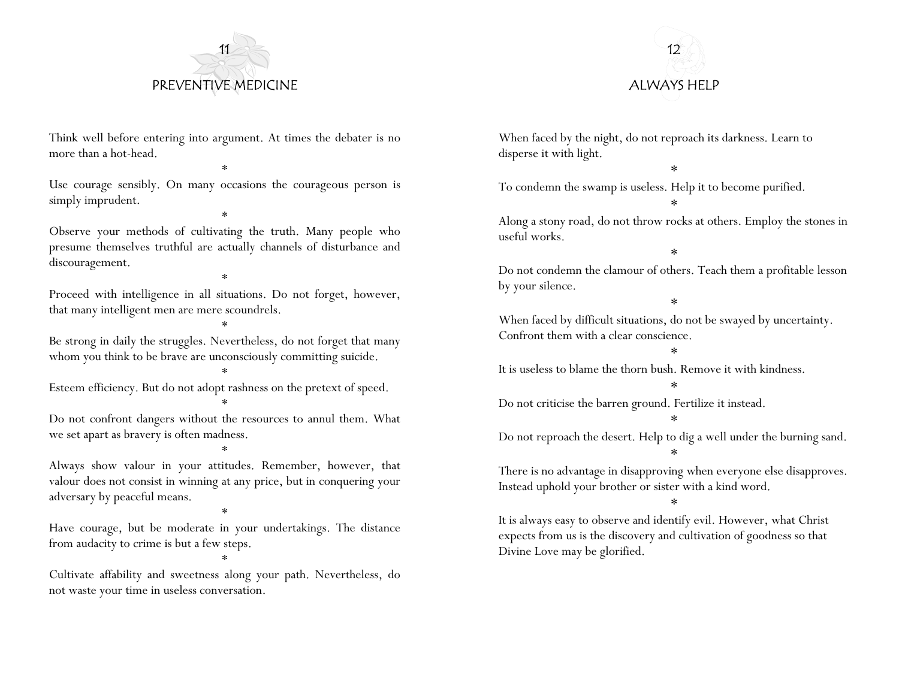# 11

## PREVENTIVE MEDICINE

Think well before entering into argument. At times the debater is no more than a hot-head.

*

Use courage sensibly. On many occasions the courageous person is simply imprudent.

*

Observe your methods of cultivating the truth. Many people who presume themselves truthful are actually channels of disturbance and discouragement.

*

Proceed with intelligence in all situations. Do not forget, however, that many intelligent men are mere scoundrels.

*

Be strong in daily the struggles. Nevertheless, do not forget that many whom you think to be brave are unconsciously committing suicide.

*

Esteem efficiency. But do not adopt rashness on the pretext of speed.

*

Do not confront dangers without the resources to annul them. What we set apart as bravery is often madness.

*

Always show valour in your attitudes. Remember, however, that valour does not consist in winning at any price, but in conquering your adversary by peaceful means.

*

Have courage, but be moderate in your undertakings. The distance from audacity to crime is but a few steps.

*

Cultivate affability and sweetness along your path. Nevertheless, do not waste your time in useless conversation.

# 12

## ALWAYS HELP

When faced by the night, do not reproach its darkness. Learn to disperse it with light.

*

To condemn the swamp is useless. Help it to become purified.

*

Along a stony road, do not throw rocks at others. Employ the stones in useful works.

*

Do not condemn the clamour of others. Teach them a profitable lesson by your silence.

*

When faced by difficult situations, do not be swayed by uncertainty. Confront them with a clear conscience.

*

It is useless to blame the thorn bush. Remove it with kindness.

*

Do not criticise the barren ground. Fertilize it instead.

*

Do not reproach the desert. Help to dig a well under the burning sand.

*

There is no advantage in disapproving when everyone else disapproves. Instead uphold your brother or sister with a kind word.

*

It is always easy to observe and identify evil. However, what Christ expects from us is the discovery and cultivation of goodness so that Divine Love may be glorified.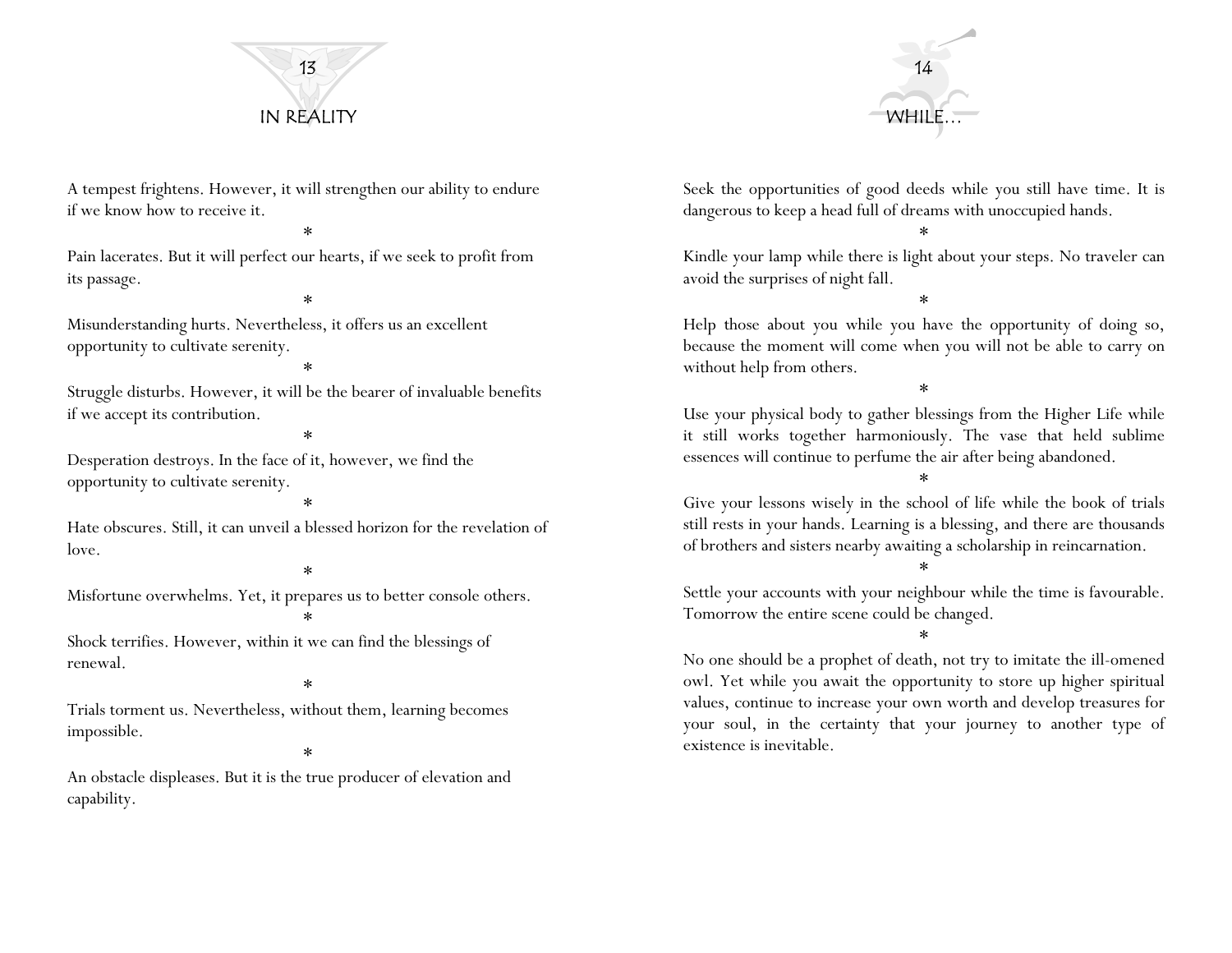## 13

# IN REALITY

A tempest frightens. However, it will strengthen our ability to endure if we know how to receive it.

*

Pain lacerates. But it will perfect our hearts, if we seek to profit from its passage.

*

Misunderstanding hurts. Nevertheless, it offers us an excellent opportunity to cultivate serenity.

*

Struggle disturbs. However, it will be the bearer of invaluable benefits if we accept its contribution.

*

Desperation destroys. In the face of it, however, we find the opportunity to cultivate serenity.

*

Hate obscures. Still, it can unveil a blessed horizon for the revelation of love.

*

Misfortune overwhelms. Yet, it prepares us to better console others.

*

Shock terrifies. However, within it we can find the blessings of renewal.

*

Trials torment us. Nevertheless, without them, learning becomes impossible.

*

An obstacle displeases. But it is the true producer of elevation and capability.

## 14

# WHILE…

Seek the opportunities of good deeds while you still have time. It is dangerous to keep a head full of dreams with unoccupied hands.

*

Kindle your lamp while there is light about your steps. No traveler can avoid the surprises of night fall.

*

Help those about you while you have the opportunity of doing so, because the moment will come when you will not be able to carry on without help from others.

*

Use your physical body to gather blessings from the Higher Life while it still works together harmoniously. The vase that held sublime essences will continue to perfume the air after being abandoned.

*

Give your lessons wisely in the school of life while the book of trials still rests in your hands. Learning is a blessing, and there are thousands of brothers and sisters nearby awaiting a scholarship in reincarnation.

*

Settle your accounts with your neighbour while the time is favourable. Tomorrow the entire scene could be changed.

*

No one should be a prophet of death, not try to imitate the ill-omened owl. Yet while you await the opportunity to store up higher spiritual values, continue to increase your own worth and develop treasures for your soul, in the certainty that your journey to another type of existence is inevitable.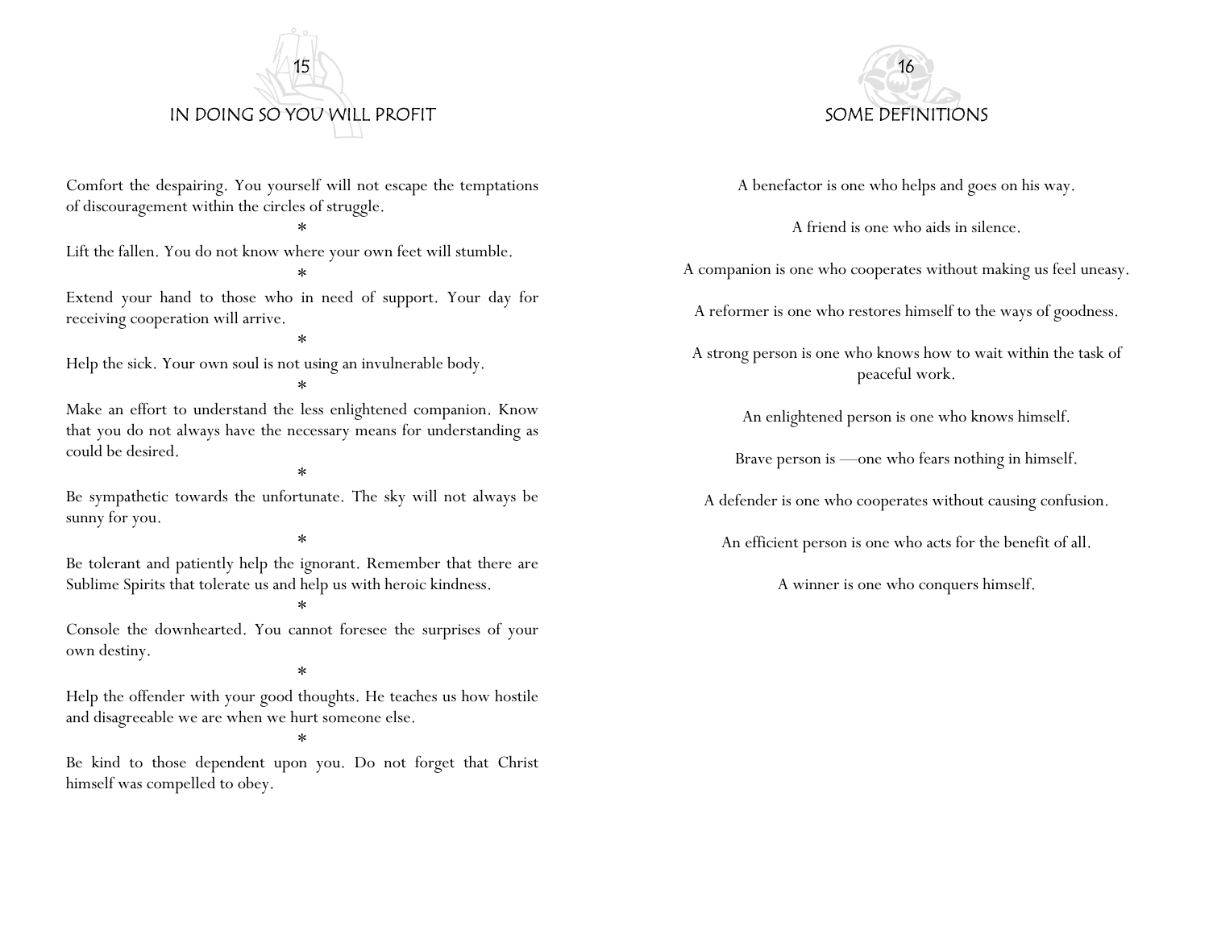## 15

## IN DOING SO YOU WILL PROFIT

Comfort the despairing. You yourself will not escape the temptations of discouragement within the circles of struggle.

*

Lift the fallen. You do not know where your own feet will stumble.

*

Extend your hand to those who in need of support. Your day for receiving cooperation will arrive.

*

Help the sick. Your own soul is not using an invulnerable body.

*

Make an effort to understand the less enlightened companion. Know that you do not always have the necessary means for understanding as could be desired.

*

Be sympathetic towards the unfortunate. The sky will not always be sunny for you.

*

Be tolerant and patiently help the ignorant. Remember that there are Sublime Spirits that tolerate us and help us with heroic kindness.

*

Console the downhearted. You cannot foresee the surprises of your own destiny.

*

Help the offender with your good thoughts. He teaches us how hostile and disagreeable we are when we hurt someone else.

*

Be kind to those dependent upon you. Do not forget that Christ himself was compelled to obey.

## 16

## SOME DEFINITIONS

A benefactor is one who helps and goes on his way.

A friend is one who aids in silence.

A companion is one who cooperates without making us feel uneasy.

A reformer is one who restores himself to the ways of goodness.

A strong person is one who knows how to wait within the task of peaceful work.

An enlightened person is one who knows himself.

Brave person is —one who fears nothing in himself.

A defender is one who cooperates without causing confusion.

An efficient person is one who acts for the benefit of all.

A winner is one who conquers himself.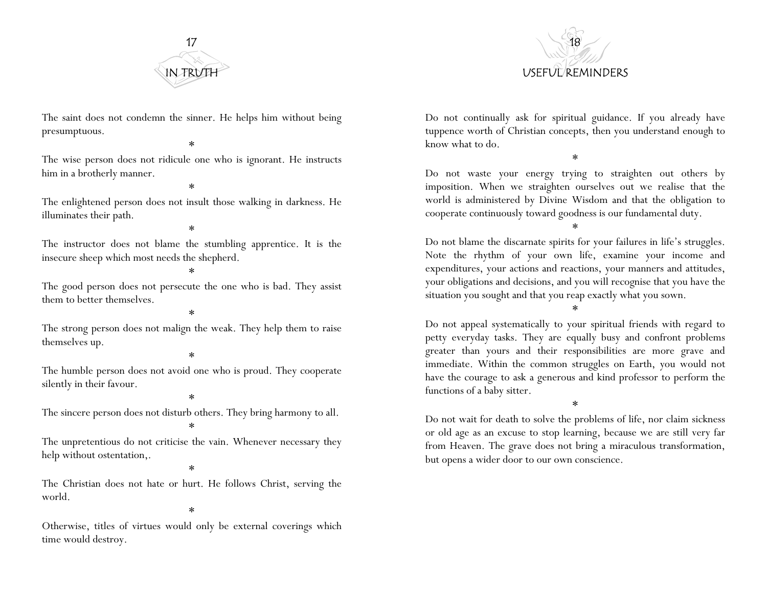# 17
## IN TRUTH

The saint does not condemn the sinner. He helps him without being presumptuous.

*

The wise person does not ridicule one who is ignorant. He instructs him in a brotherly manner.

*

The enlightened person does not insult those walking in darkness. He illuminates their path.

*

The instructor does not blame the stumbling apprentice. It is the insecure sheep which most needs the shepherd.

*

The good person does not persecute the one who is bad. They assist them to better themselves.

*

The strong person does not malign the weak. They help them to raise themselves up.

*

The humble person does not avoid one who is proud. They cooperate silently in their favour.

*

The sincere person does not disturb others. They bring harmony to all.

*

The unpretentious do not criticise the vain. Whenever necessary they help without ostentation,.

*

The Christian does not hate or hurt. He follows Christ, serving the world.

*

Otherwise, titles of virtues would only be external coverings which time would destroy.

# 18
## USEFUL REMINDERS

Do not continually ask for spiritual guidance. If you already have tuppence worth of Christian concepts, then you understand enough to know what to do.

*

Do not waste your energy trying to straighten out others by imposition. When we straighten ourselves out we realise that the world is administered by Divine Wisdom and that the obligation to cooperate continuously toward goodness is our fundamental duty.

*

Do not blame the discarnate spirits for your failures in life's struggles. Note the rhythm of your own life, examine your income and expenditures, your actions and reactions, your manners and attitudes, your obligations and decisions, and you will recognise that you have the situation you sought and that you reap exactly what you sown.

*

Do not appeal systematically to your spiritual friends with regard to petty everyday tasks. They are equally busy and confront problems greater than yours and their responsibilities are more grave and immediate. Within the common struggles on Earth, you would not have the courage to ask a generous and kind professor to perform the functions of a baby sitter.

*

Do not wait for death to solve the problems of life, nor claim sickness or old age as an excuse to stop learning, because we are still very far from Heaven. The grave does not bring a miraculous transformation, but opens a wider door to our own conscience.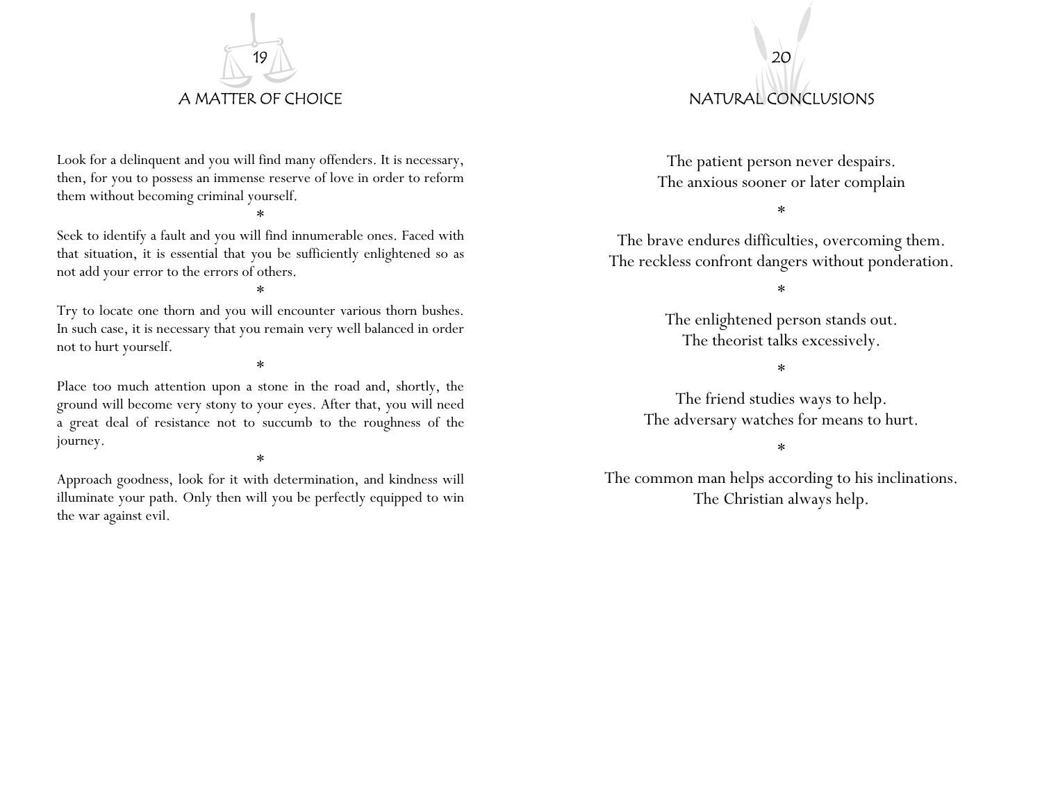## 19

## A MATTER OF CHOICE

Look for a delinquent and you will find many offenders. It is necessary, then, for you to possess an immense reserve of love in order to reform them without becoming criminal yourself.

*

Seek to identify a fault and you will find innumerable ones. Faced with that situation, it is essential that you be sufficiently enlightened so as not add your error to the errors of others.

*

Try to locate one thorn and you will encounter various thorn bushes. In such case, it is necessary that you remain very well balanced in order not to hurt yourself.

*

Place too much attention upon a stone in the road and, shortly, the ground will become very stony to your eyes. After that, you will need a great deal of resistance not to succumb to the roughness of the journey.

*

Approach goodness, look for it with determination, and kindness will illuminate your path. Only then will you be perfectly equipped to win the war against evil.

## 20

## NATURAL CONCLUSIONS

The patient person never despairs.
The anxious sooner or later complain

*

The brave endures difficulties, overcoming them.
The reckless confront dangers without ponderation.

*

The enlightened person stands out.
The theorist talks excessively.

*

The friend studies ways to help.
The adversary watches for means to hurt.

*

The common man helps according to his inclinations.
The Christian always help.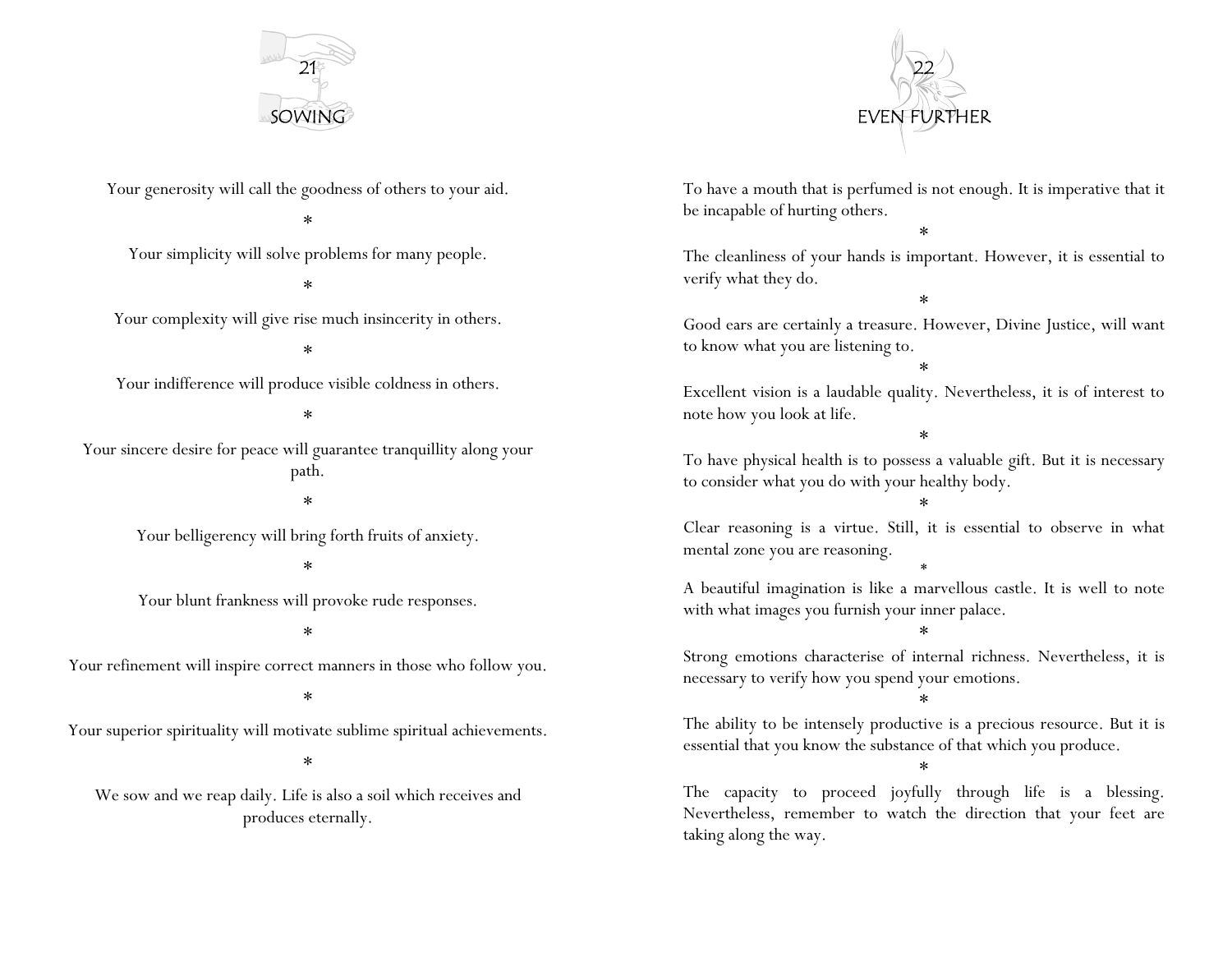## 21
## SOWING

Your generosity will call the goodness of others to your aid.

*

Your simplicity will solve problems for many people.

*

Your complexity will give rise much insincerity in others.

*

Your indifference will produce visible coldness in others.

*

Your sincere desire for peace will guarantee tranquillity along your path.

*

Your belligerency will bring forth fruits of anxiety.

*

Your blunt frankness will provoke rude responses.

*

Your refinement will inspire correct manners in those who follow you.

*

Your superior spirituality will motivate sublime spiritual achievements.

*

We sow and we reap daily. Life is also a soil which receives and produces eternally.

## 22
## EVEN FURTHER

To have a mouth that is perfumed is not enough. It is imperative that it be incapable of hurting others.

*

The cleanliness of your hands is important. However, it is essential to verify what they do.

*

Good ears are certainly a treasure. However, Divine Justice, will want to know what you are listening to.

*

Excellent vision is a laudable quality. Nevertheless, it is of interest to note how you look at life.

*

To have physical health is to possess a valuable gift. But it is necessary to consider what you do with your healthy body.

*

Clear reasoning is a virtue. Still, it is essential to observe in what mental zone you are reasoning.

*

A beautiful imagination is like a marvellous castle. It is well to note with what images you furnish your inner palace.

*

Strong emotions characterise of internal richness. Nevertheless, it is necessary to verify how you spend your emotions.

*

The ability to be intensely productive is a precious resource. But it is essential that you know the substance of that which you produce.

*

The capacity to proceed joyfully through life is a blessing. Nevertheless, remember to watch the direction that your feet are taking along the way.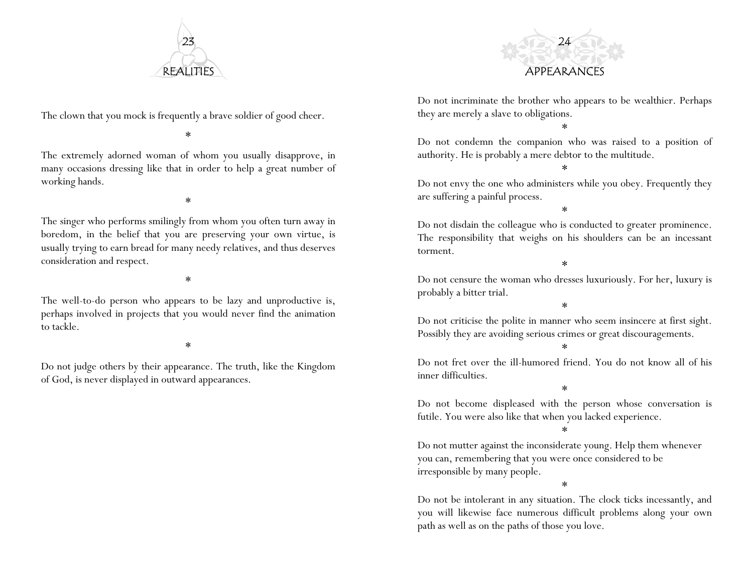## 23 REALITIES

The clown that you mock is frequently a brave soldier of good cheer.

*

The extremely adorned woman of whom you usually disapprove, in many occasions dressing like that in order to help a great number of working hands.

*

The singer who performs smilingly from whom you often turn away in boredom, in the belief that you are preserving your own virtue, is usually trying to earn bread for many needy relatives, and thus deserves consideration and respect.

*

The well-to-do person who appears to be lazy and unproductive is, perhaps involved in projects that you would never find the animation to tackle.

*

Do not judge others by their appearance. The truth, like the Kingdom of God, is never displayed in outward appearances.

## 24 APPEARANCES

Do not incriminate the brother who appears to be wealthier. Perhaps they are merely a slave to obligations.

*

Do not condemn the companion who was raised to a position of authority. He is probably a mere debtor to the multitude.

*

Do not envy the one who administers while you obey. Frequently they are suffering a painful process.

*

Do not disdain the colleague who is conducted to greater prominence. The responsibility that weighs on his shoulders can be an incessant torment.

*

Do not censure the woman who dresses luxuriously. For her, luxury is probably a bitter trial.

*

Do not criticise the polite in manner who seem insincere at first sight. Possibly they are avoiding serious crimes or great discouragements.

*

Do not fret over the ill-humored friend. You do not know all of his inner difficulties.

*

Do not become displeased with the person whose conversation is futile. You were also like that when you lacked experience.

*

Do not mutter against the inconsiderate young. Help them whenever you can, remembering that you were once considered to be irresponsible by many people.

*

Do not be intolerant in any situation. The clock ticks incessantly, and you will likewise face numerous difficult problems along your own path as well as on the paths of those you love.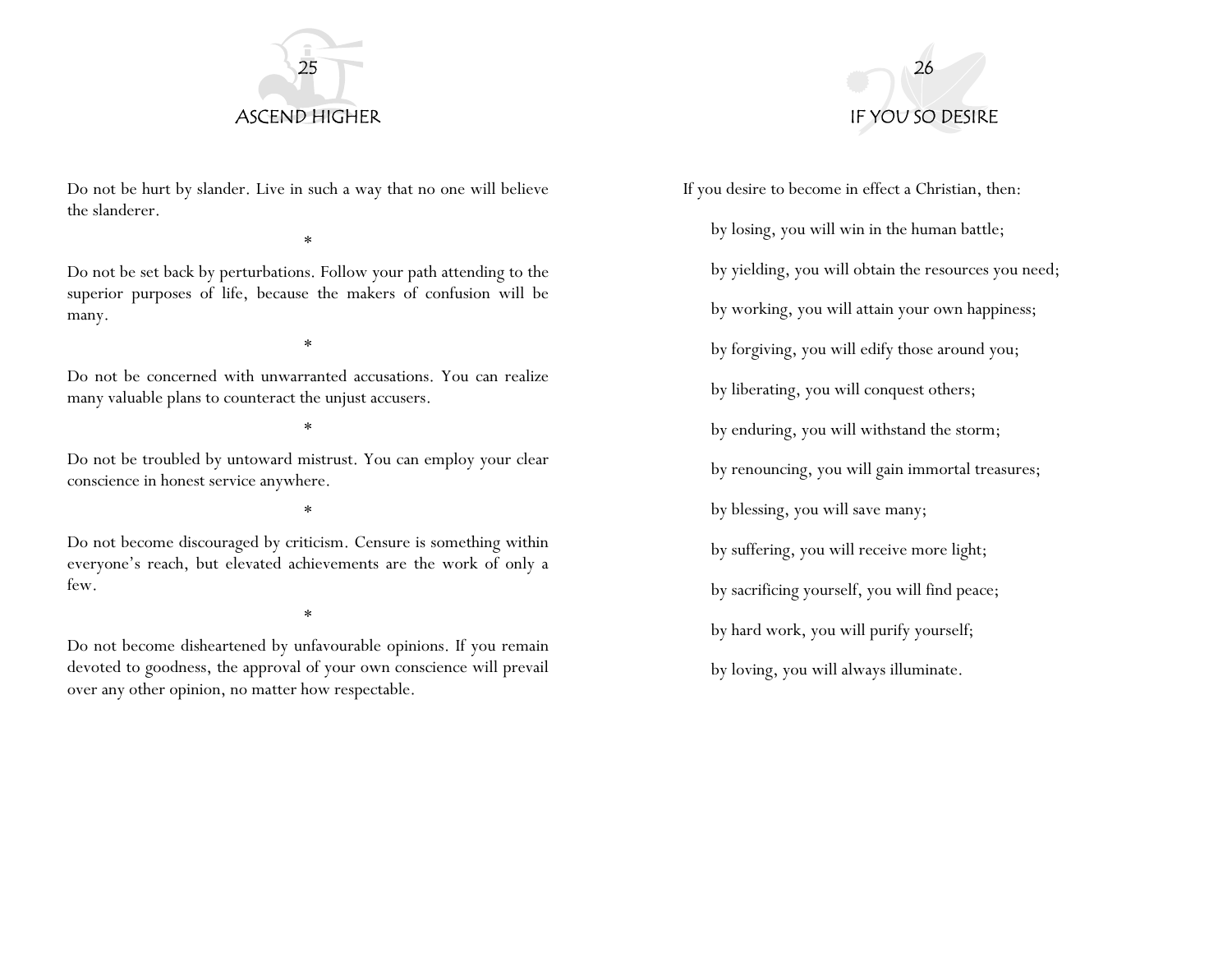## 25

## ASCEND HIGHER

Do not be hurt by slander. Live in such a way that no one will believe the slanderer.

*

Do not be set back by perturbations. Follow your path attending to the superior purposes of life, because the makers of confusion will be many.

*

Do not be concerned with unwarranted accusations. You can realize many valuable plans to counteract the unjust accusers.

*

Do not be troubled by untoward mistrust. You can employ your clear conscience in honest service anywhere.

*

Do not become discouraged by criticism. Censure is something within everyone's reach, but elevated achievements are the work of only a few.

*

Do not become disheartened by unfavourable opinions. If you remain devoted to goodness, the approval of your own conscience will prevail over any other opinion, no matter how respectable.

## 26

## IF YOU SO DESIRE

If you desire to become in effect a Christian, then:

by losing, you will win in the human battle;

by yielding, you will obtain the resources you need;

by working, you will attain your own happiness;

by forgiving, you will edify those around you;

by liberating, you will conquest others;

by enduring, you will withstand the storm;

by renouncing, you will gain immortal treasures;

by blessing, you will save many;

by suffering, you will receive more light;

by sacrificing yourself, you will find peace;

by hard work, you will purify yourself;

by loving, you will always illuminate.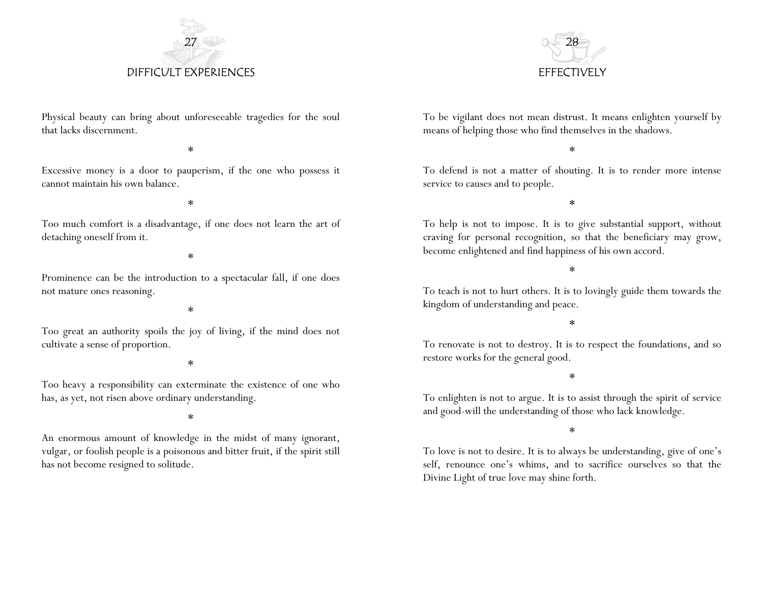## 27

## DIFFICULT EXPERIENCES

Physical beauty can bring about unforeseeable tragedies for the soul that lacks discernment.

*

Excessive money is a door to pauperism, if the one who possess it cannot maintain his own balance.

*

Too much comfort is a disadvantage, if one does not learn the art of detaching oneself from it.

*

Prominence can be the introduction to a spectacular fall, if one does not mature ones reasoning.

*

Too great an authority spoils the joy of living, if the mind does not cultivate a sense of proportion.

*

Too heavy a responsibility can exterminate the existence of one who has, as yet, not risen above ordinary understanding.

*

An enormous amount of knowledge in the midst of many ignorant, vulgar, or foolish people is a poisonous and bitter fruit, if the spirit still has not become resigned to solitude.

## 28

## EFFECTIVELY

To be vigilant does not mean distrust. It means enlighten yourself by means of helping those who find themselves in the shadows.

*

To defend is not a matter of shouting. It is to render more intense service to causes and to people.

*

To help is not to impose. It is to give substantial support, without craving for personal recognition, so that the beneficiary may grow, become enlightened and find happiness of his own accord.

*

To teach is not to hurt others. It is to lovingly guide them towards the kingdom of understanding and peace.

*

To renovate is not to destroy. It is to respect the foundations, and so restore works for the general good.

*

To enlighten is not to argue. It is to assist through the spirit of service and good-will the understanding of those who lack knowledge.

*

To love is not to desire. It is to always be understanding, give of one's self, renounce one's whims, and to sacrifice ourselves so that the Divine Light of true love may shine forth.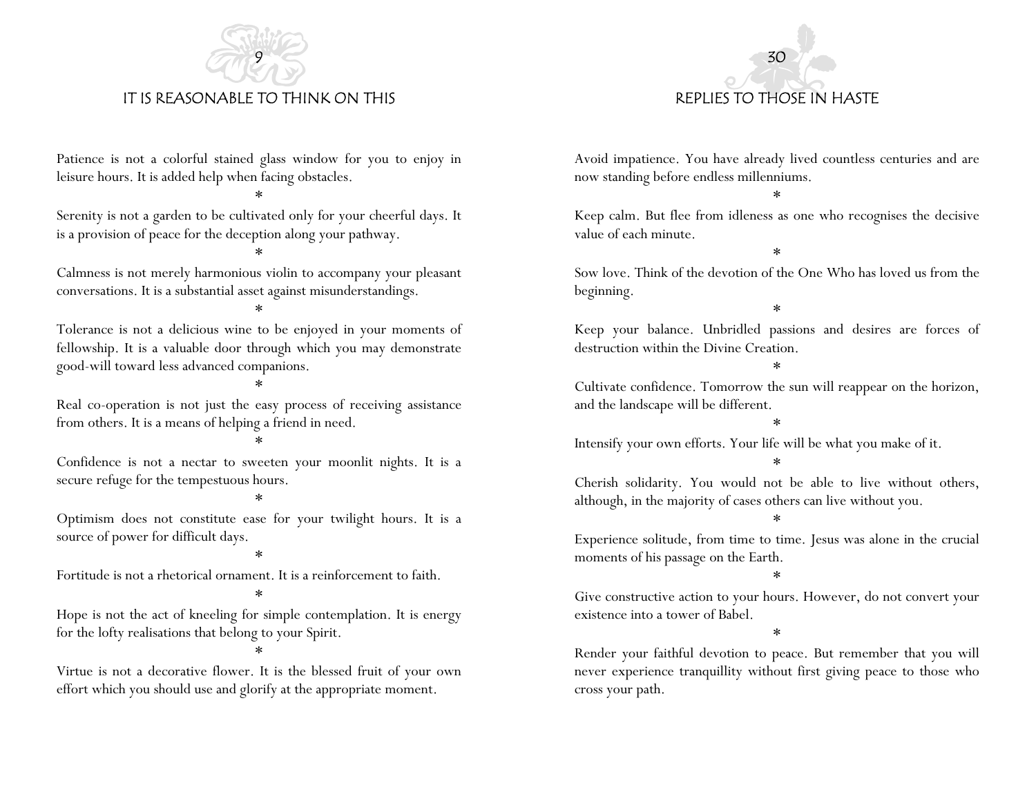## 9

## IT IS REASONABLE TO THINK ON THIS

Patience is not a colorful stained glass window for you to enjoy in leisure hours. It is added help when facing obstacles.

*

Serenity is not a garden to be cultivated only for your cheerful days. It is a provision of peace for the deception along your pathway.

*

Calmness is not merely harmonious violin to accompany your pleasant conversations. It is a substantial asset against misunderstandings.

*

Tolerance is not a delicious wine to be enjoyed in your moments of fellowship. It is a valuable door through which you may demonstrate good-will toward less advanced companions.

*

Real co-operation is not just the easy process of receiving assistance from others. It is a means of helping a friend in need.

*

Confidence is not a nectar to sweeten your moonlit nights. It is a secure refuge for the tempestuous hours.

*

Optimism does not constitute ease for your twilight hours. It is a source of power for difficult days.

*

Fortitude is not a rhetorical ornament. It is a reinforcement to faith.

*

Hope is not the act of kneeling for simple contemplation. It is energy for the lofty realisations that belong to your Spirit.

*

Virtue is not a decorative flower. It is the blessed fruit of your own effort which you should use and glorify at the appropriate moment.

## 30

## REPLIES TO THOSE IN HASTE

Avoid impatience. You have already lived countless centuries and are now standing before endless millenniums.

*

Keep calm. But flee from idleness as one who recognises the decisive value of each minute.

*

Sow love. Think of the devotion of the One Who has loved us from the beginning.

*

Keep your balance. Unbridled passions and desires are forces of destruction within the Divine Creation.

*

Cultivate confidence. Tomorrow the sun will reappear on the horizon, and the landscape will be different.

*

Intensify your own efforts. Your life will be what you make of it.

*

Cherish solidarity. You would not be able to live without others, although, in the majority of cases others can live without you.

*

Experience solitude, from time to time. Jesus was alone in the crucial moments of his passage on the Earth.

*

Give constructive action to your hours. However, do not convert your existence into a tower of Babel.

*

Render your faithful devotion to peace. But remember that you will never experience tranquillity without first giving peace to those who cross your path.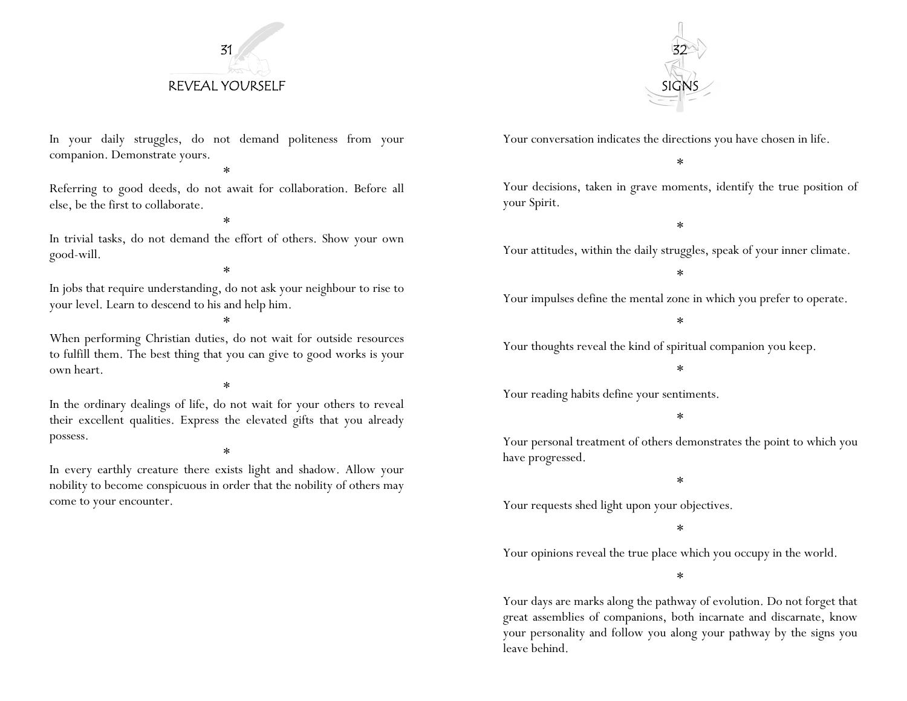## 31

## REVEAL YOURSELF

In your daily struggles, do not demand politeness from your companion. Demonstrate yours.

*

Referring to good deeds, do not await for collaboration. Before all else, be the first to collaborate.

*

In trivial tasks, do not demand the effort of others. Show your own good-will.

*

In jobs that require understanding, do not ask your neighbour to rise to your level. Learn to descend to his and help him.

*

When performing Christian duties, do not wait for outside resources to fulfill them. The best thing that you can give to good works is your own heart.

*

In the ordinary dealings of life, do not wait for your others to reveal their excellent qualities. Express the elevated gifts that you already possess.

*

In every earthly creature there exists light and shadow. Allow your nobility to become conspicuous in order that the nobility of others may come to your encounter.

## 32

## SIGNS

Your conversation indicates the directions you have chosen in life.

*

Your decisions, taken in grave moments, identify the true position of your Spirit.

*

Your attitudes, within the daily struggles, speak of your inner climate.

*

Your impulses define the mental zone in which you prefer to operate.

*

Your thoughts reveal the kind of spiritual companion you keep.

*

Your reading habits define your sentiments.

*

Your personal treatment of others demonstrates the point to which you have progressed.

*

Your requests shed light upon your objectives.

*

Your opinions reveal the true place which you occupy in the world.

*

Your days are marks along the pathway of evolution. Do not forget that great assemblies of companions, both incarnate and discarnate, know your personality and follow you along your pathway by the signs you leave behind.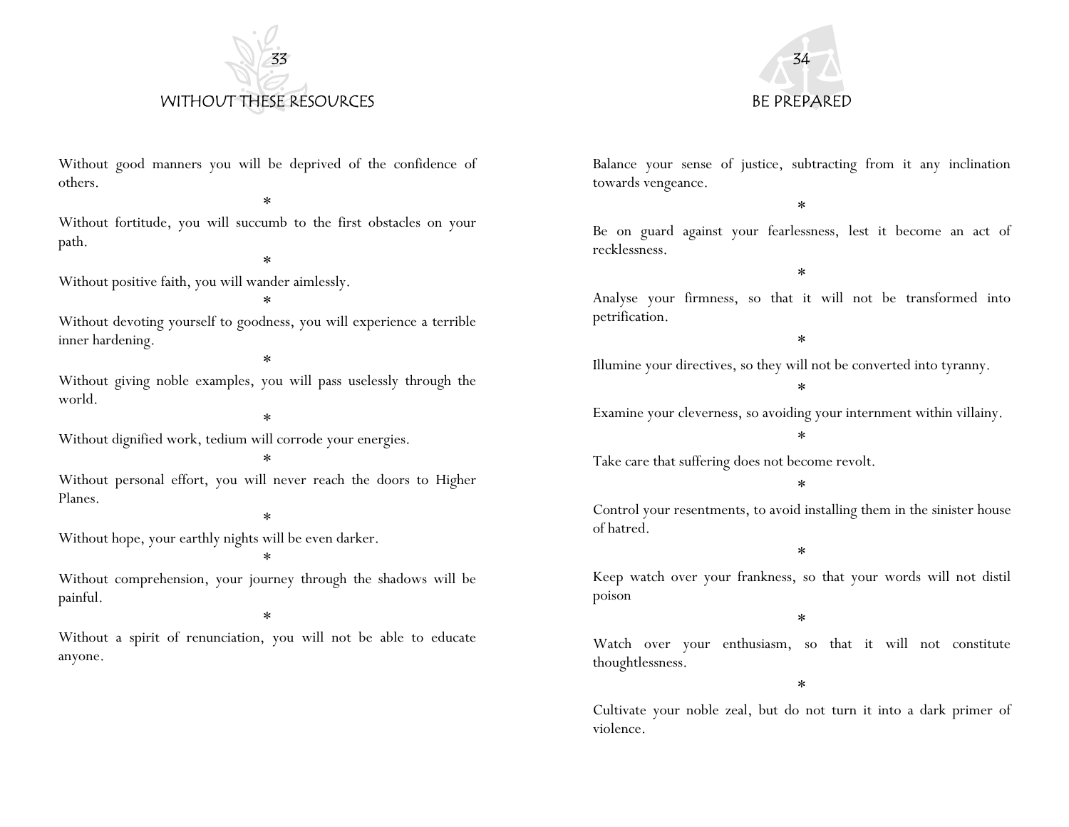## 33

## WITHOUT THESE RESOURCES

Without good manners you will be deprived of the confidence of others.

*

Without fortitude, you will succumb to the first obstacles on your path.

*

Without positive faith, you will wander aimlessly.

*

Without devoting yourself to goodness, you will experience a terrible inner hardening.

*

Without giving noble examples, you will pass uselessly through the world.

*

Without dignified work, tedium will corrode your energies.

*

Without personal effort, you will never reach the doors to Higher Planes.

*

Without hope, your earthly nights will be even darker.

*

Without comprehension, your journey through the shadows will be painful.

*

Without a spirit of renunciation, you will not be able to educate anyone.

## 34

## BE PREPARED

Balance your sense of justice, subtracting from it any inclination towards vengeance.

*

Be on guard against your fearlessness, lest it become an act of recklessness.

*

Analyse your firmness, so that it will not be transformed into petrification.

*

Illumine your directives, so they will not be converted into tyranny.

*

Examine your cleverness, so avoiding your internment within villainy.

*

Take care that suffering does not become revolt.

*

Control your resentments, to avoid installing them in the sinister house of hatred.

*

Keep watch over your frankness, so that your words will not distil poison

*

Watch over your enthusiasm, so that it will not constitute thoughtlessness.

*

Cultivate your noble zeal, but do not turn it into a dark primer of violence.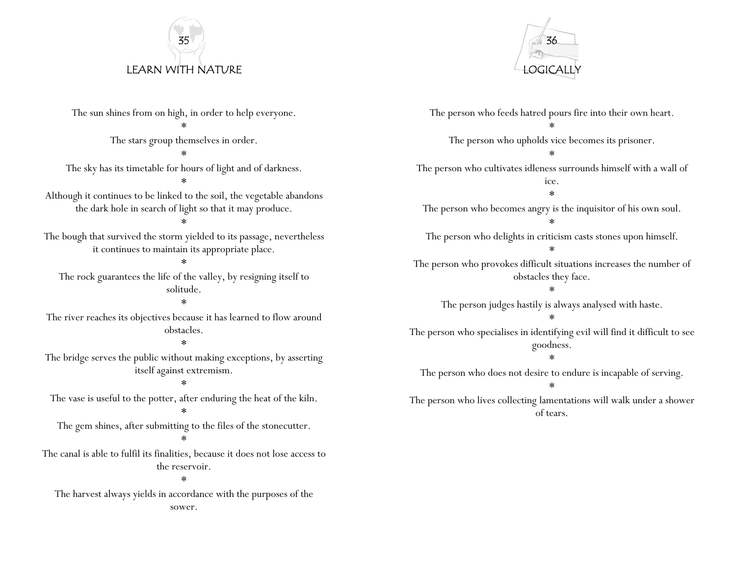## 35
## LEARN WITH NATURE

The sun shines from on high, in order to help everyone.

*

The stars group themselves in order.

*

The sky has its timetable for hours of light and of darkness.

*

Although it continues to be linked to the soil, the vegetable abandons the dark hole in search of light so that it may produce.

*

The bough that survived the storm yielded to its passage, nevertheless it continues to maintain its appropriate place.

*

The rock guarantees the life of the valley, by resigning itself to solitude.

*

The river reaches its objectives because it has learned to flow around obstacles.

*

The bridge serves the public without making exceptions, by asserting itself against extremism.

*

The vase is useful to the potter, after enduring the heat of the kiln.

*

The gem shines, after submitting to the files of the stonecutter.

*

The canal is able to fulfil its finalities, because it does not lose access to the reservoir.

*

The harvest always yields in accordance with the purposes of the sower.

## 36
## LOGICALLY

The person who feeds hatred pours fire into their own heart.

*

The person who upholds vice becomes its prisoner.

*

The person who cultivates idleness surrounds himself with a wall of ice.

*

The person who becomes angry is the inquisitor of his own soul.

*

The person who delights in criticism casts stones upon himself.

*

The person who provokes difficult situations increases the number of obstacles they face.

*

The person judges hastily is always analysed with haste.

*

The person who specialises in identifying evil will find it difficult to see goodness.

*

The person who does not desire to endure is incapable of serving.

*

The person who lives collecting lamentations will walk under a shower of tears.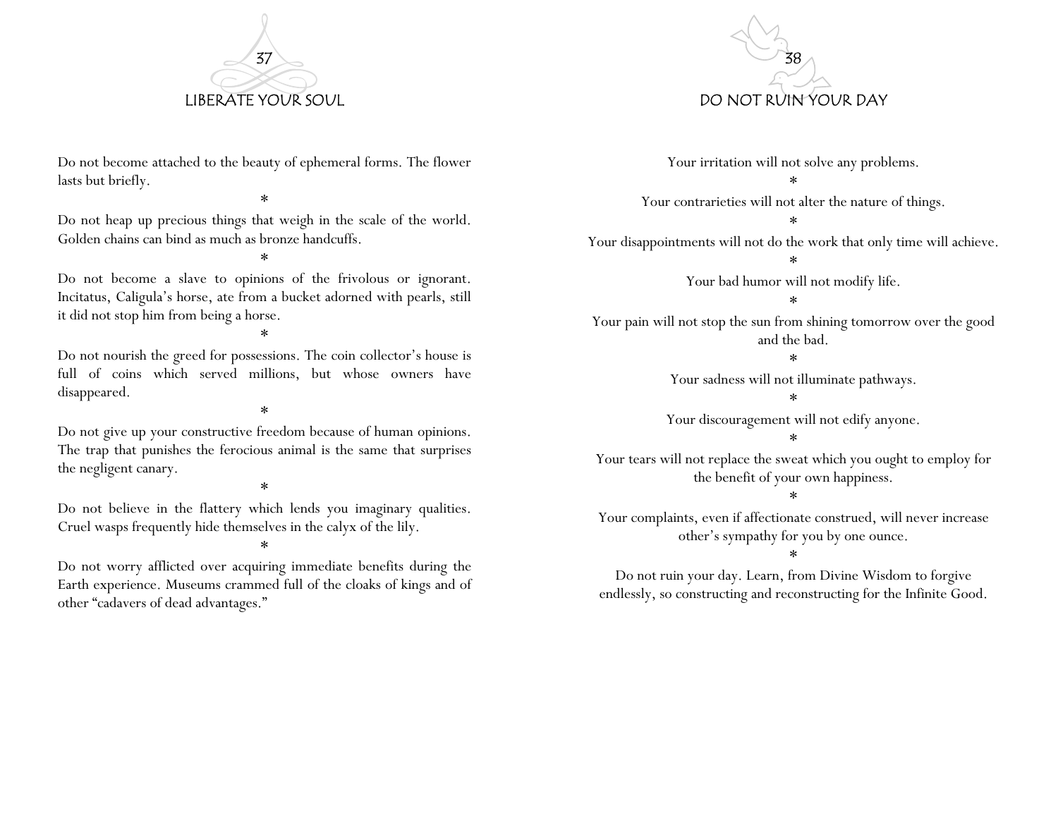## 37

## LIBERATE YOUR SOUL

Do not become attached to the beauty of ephemeral forms. The flower lasts but briefly.

*

Do not heap up precious things that weigh in the scale of the world. Golden chains can bind as much as bronze handcuffs.

*

Do not become a slave to opinions of the frivolous or ignorant. Incitatus, Caligula's horse, ate from a bucket adorned with pearls, still it did not stop him from being a horse.

*

Do not nourish the greed for possessions. The coin collector's house is full of coins which served millions, but whose owners have disappeared.

*

Do not give up your constructive freedom because of human opinions. The trap that punishes the ferocious animal is the same that surprises the negligent canary.

*

Do not believe in the flattery which lends you imaginary qualities. Cruel wasps frequently hide themselves in the calyx of the lily.

*

Do not worry afflicted over acquiring immediate benefits during the Earth experience. Museums crammed full of the cloaks of kings and of other "cadavers of dead advantages."

## 38

## DO NOT RUIN YOUR DAY

Your irritation will not solve any problems.

*

Your contrarieties will not alter the nature of things.

*

Your disappointments will not do the work that only time will achieve.

*

Your bad humor will not modify life.

*

Your pain will not stop the sun from shining tomorrow over the good and the bad.

*

Your sadness will not illuminate pathways.

*

Your discouragement will not edify anyone.

*

Your tears will not replace the sweat which you ought to employ for the benefit of your own happiness.

*

Your complaints, even if affectionate construed, will never increase other's sympathy for you by one ounce.

*

Do not ruin your day. Learn, from Divine Wisdom to forgive endlessly, so constructing and reconstructing for the Infinite Good.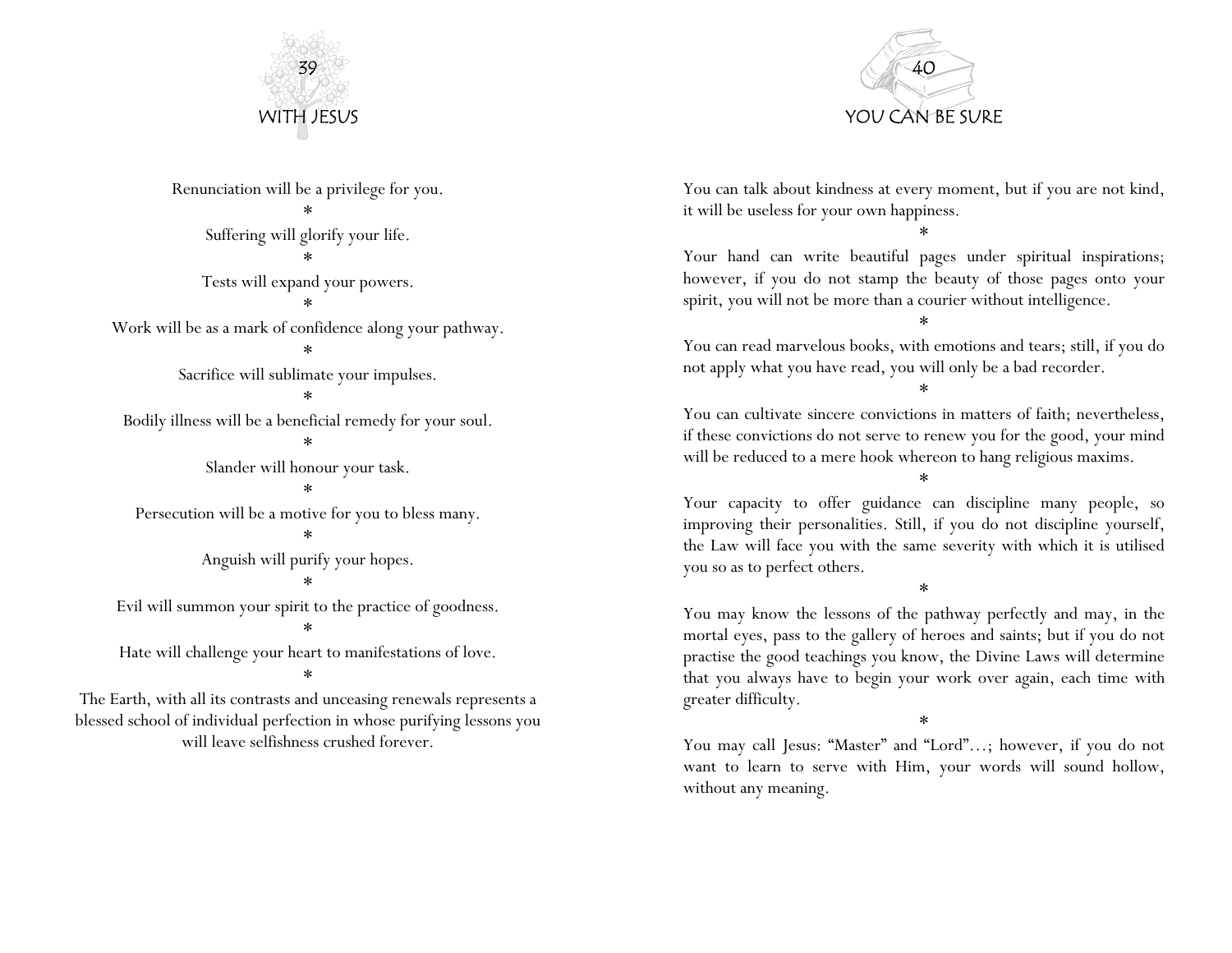# 39

# WITH JESUS

Renunciation will be a privilege for you.

*

Suffering will glorify your life.

*

Tests will expand your powers.

*

Work will be as a mark of confidence along your pathway.

*

Sacrifice will sublimate your impulses.

*

Bodily illness will be a beneficial remedy for your soul.

*

Slander will honour your task.

*

Persecution will be a motive for you to bless many.

*

Anguish will purify your hopes.

*

Evil will summon your spirit to the practice of goodness.

*

Hate will challenge your heart to manifestations of love.

*

The Earth, with all its contrasts and unceasing renewals represents a blessed school of individual perfection in whose purifying lessons you will leave selfishness crushed forever.

# 40

# YOU CAN BE SURE

You can talk about kindness at every moment, but if you are not kind, it will be useless for your own happiness.

*

Your hand can write beautiful pages under spiritual inspirations; however, if you do not stamp the beauty of those pages onto your spirit, you will not be more than a courier without intelligence.

*

You can read marvelous books, with emotions and tears; still, if you do not apply what you have read, you will only be a bad recorder.

*

You can cultivate sincere convictions in matters of faith; nevertheless, if these convictions do not serve to renew you for the good, your mind will be reduced to a mere hook whereon to hang religious maxims.

*

Your capacity to offer guidance can discipline many people, so improving their personalities. Still, if you do not discipline yourself, the Law will face you with the same severity with which it is utilised you so as to perfect others.

*

You may know the lessons of the pathway perfectly and may, in the mortal eyes, pass to the gallery of heroes and saints; but if you do not practise the good teachings you know, the Divine Laws will determine that you always have to begin your work over again, each time with greater difficulty.

*

You may call Jesus: “Master” and “Lord”…; however, if you do not want to learn to serve with Him, your words will sound hollow, without any meaning.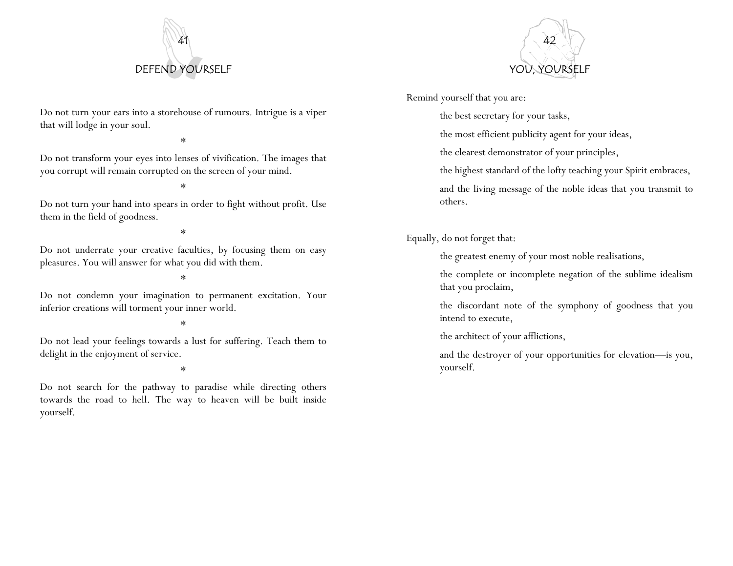## 41

## DEFEND YOURSELF

Do not turn your ears into a storehouse of rumours. Intrigue is a viper that will lodge in your soul.

*

Do not transform your eyes into lenses of vivification. The images that you corrupt will remain corrupted on the screen of your mind.

*

Do not turn your hand into spears in order to fight without profit. Use them in the field of goodness.

*

Do not underrate your creative faculties, by focusing them on easy pleasures. You will answer for what you did with them.

*

Do not condemn your imagination to permanent excitation. Your inferior creations will torment your inner world.

*

Do not lead your feelings towards a lust for suffering. Teach them to delight in the enjoyment of service.

*

Do not search for the pathway to paradise while directing others towards the road to hell. The way to heaven will be built inside yourself.

## 42

## YOU, YOURSELF

Remind yourself that you are:

> the best secretary for your tasks,
>
> the most efficient publicity agent for your ideas,
>
> the clearest demonstrator of your principles,
>
> the highest standard of the lofty teaching your Spirit embraces,
>
> and the living message of the noble ideas that you transmit to others.

Equally, do not forget that:

> the greatest enemy of your most noble realisations,
>
> the complete or incomplete negation of the sublime idealism that you proclaim,
>
> the discordant note of the symphony of goodness that you intend to execute,
>
> the architect of your afflictions,
>
> and the destroyer of your opportunities for elevation—is you, yourself.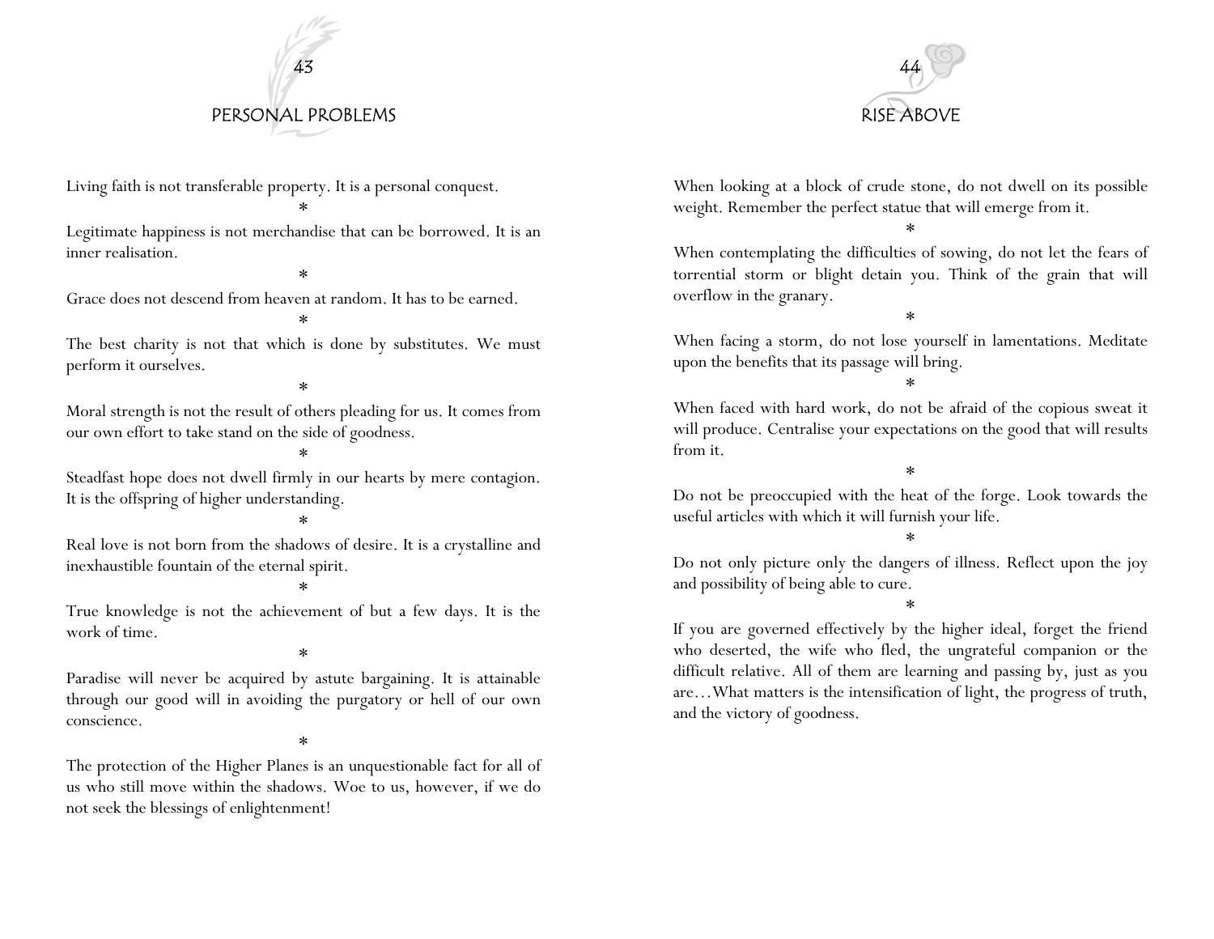## 43

## PERSONAL PROBLEMS

Living faith is not transferable property. It is a personal conquest.

*

Legitimate happiness is not merchandise that can be borrowed. It is an inner realisation.

*

Grace does not descend from heaven at random. It has to be earned.

*

The best charity is not that which is done by substitutes. We must perform it ourselves.

*

Moral strength is not the result of others pleading for us. It comes from our own effort to take stand on the side of goodness.

*

Steadfast hope does not dwell firmly in our hearts by mere contagion. It is the offspring of higher understanding.

*

Real love is not born from the shadows of desire. It is a crystalline and inexhaustible fountain of the eternal spirit.

*

True knowledge is not the achievement of but a few days. It is the work of time.

*

Paradise will never be acquired by astute bargaining. It is attainable through our good will in avoiding the purgatory or hell of our own conscience.

*

The protection of the Higher Planes is an unquestionable fact for all of us who still move within the shadows. Woe to us, however, if we do not seek the blessings of enlightenment!

## 44

## RISE ABOVE

When looking at a block of crude stone, do not dwell on its possible weight. Remember the perfect statue that will emerge from it.

*

When contemplating the difficulties of sowing, do not let the fears of torrential storm or blight detain you. Think of the grain that will overflow in the granary.

*

When facing a storm, do not lose yourself in lamentations. Meditate upon the benefits that its passage will bring.

*

When faced with hard work, do not be afraid of the copious sweat it will produce. Centralise your expectations on the good that will results from it.

*

Do not be preoccupied with the heat of the forge. Look towards the useful articles with which it will furnish your life.

*

Do not only picture only the dangers of illness. Reflect upon the joy and possibility of being able to cure.

*

If you are governed effectively by the higher ideal, forget the friend who deserted, the wife who fled, the ungrateful companion or the difficult relative. All of them are learning and passing by, just as you are…What matters is the intensification of light, the progress of truth, and the victory of goodness.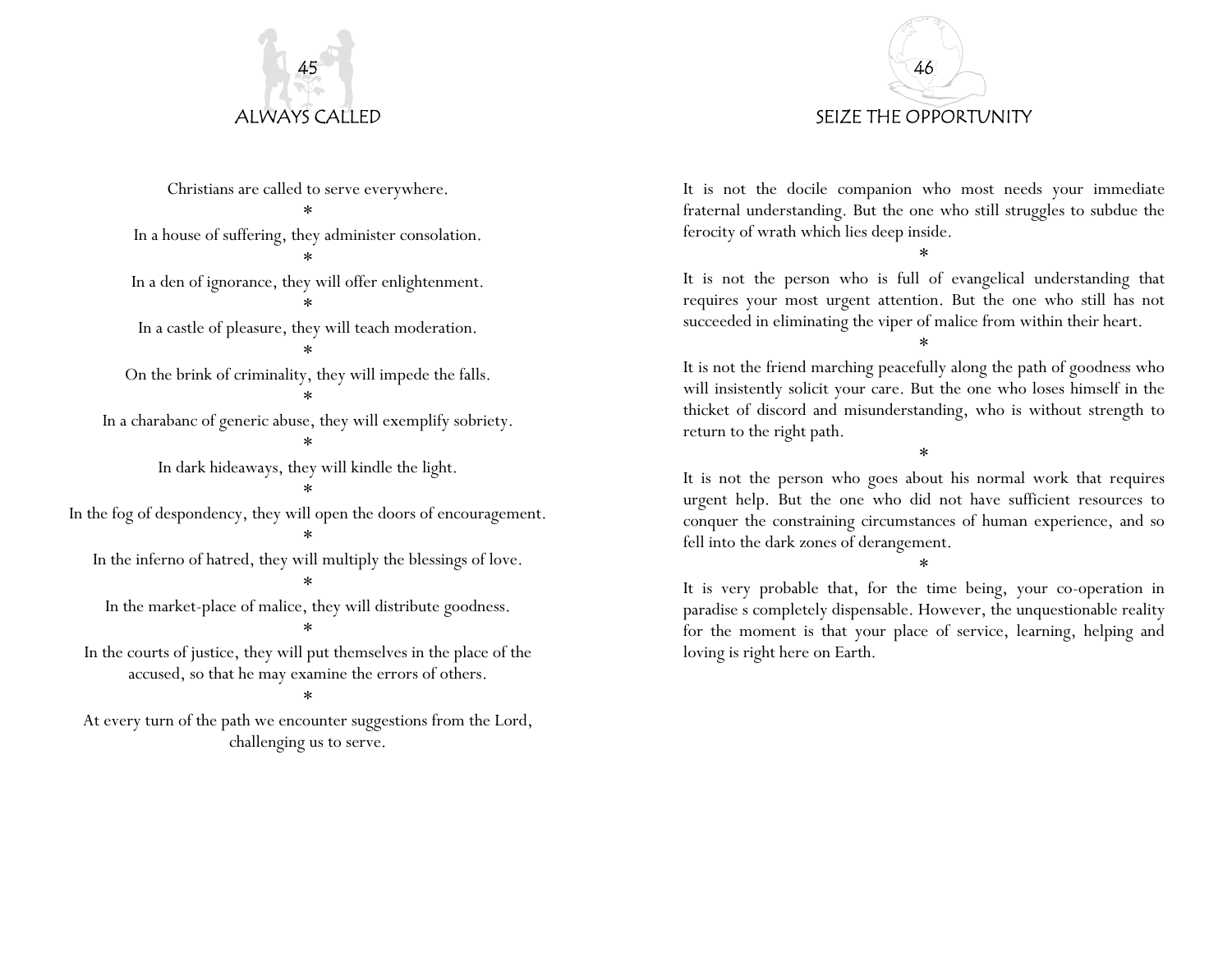# ALWAYS CALLED

Christians are called to serve everywhere.

*

In a house of suffering, they administer consolation.

*

In a den of ignorance, they will offer enlightenment.

*

In a castle of pleasure, they will teach moderation.

*

On the brink of criminality, they will impede the falls.

*

In a charabanc of generic abuse, they will exemplify sobriety.

*

In dark hideaways, they will kindle the light.

*

In the fog of despondency, they will open the doors of encouragement.

*

In the inferno of hatred, they will multiply the blessings of love.

*

In the market-place of malice, they will distribute goodness.

*

In the courts of justice, they will put themselves in the place of the accused, so that he may examine the errors of others.

*

At every turn of the path we encounter suggestions from the Lord, challenging us to serve.

# SEIZE THE OPPORTUNITY

It is not the docile companion who most needs your immediate fraternal understanding. But the one who still struggles to subdue the ferocity of wrath which lies deep inside.

*

It is not the person who is full of evangelical understanding that requires your most urgent attention. But the one who still has not succeeded in eliminating the viper of malice from within their heart.

*

It is not the friend marching peacefully along the path of goodness who will insistently solicit your care. But the one who loses himself in the thicket of discord and misunderstanding, who is without strength to return to the right path.

*

It is not the person who goes about his normal work that requires urgent help. But the one who did not have sufficient resources to conquer the constraining circumstances of human experience, and so fell into the dark zones of derangement.

*

It is very probable that, for the time being, your co-operation in paradise s completely dispensable. However, the unquestionable reality for the moment is that your place of service, learning, helping and loving is right here on Earth.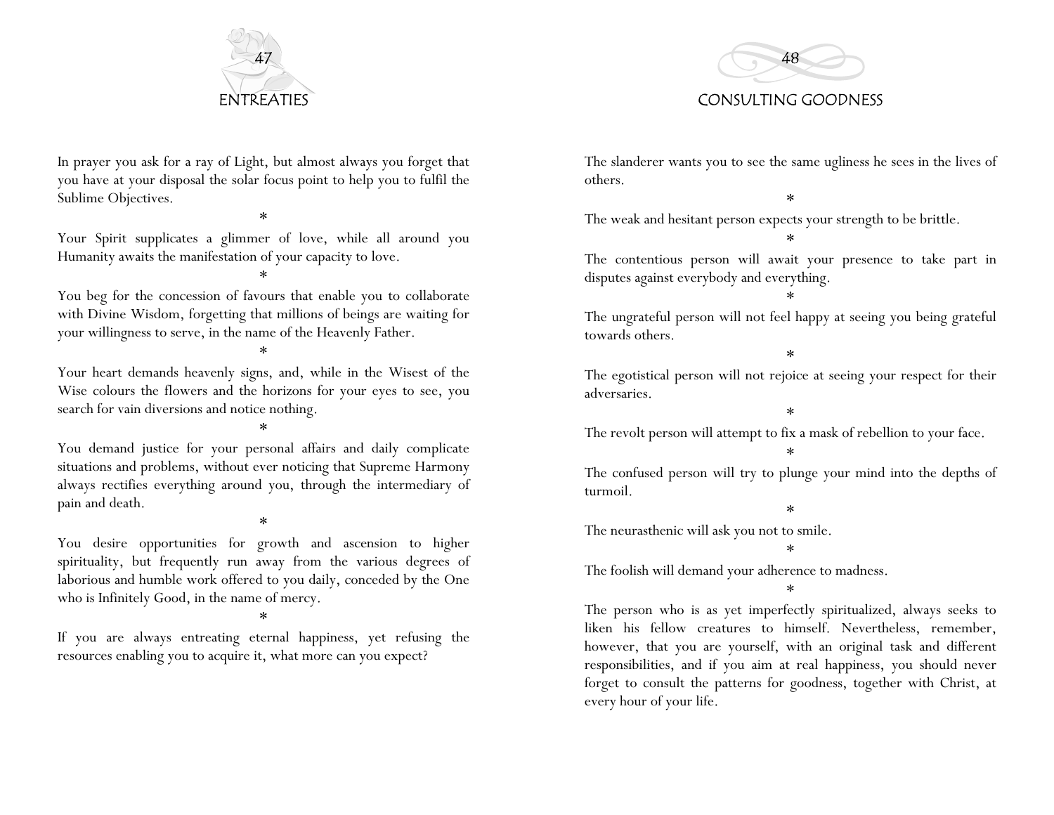## ENTREATIES

In prayer you ask for a ray of Light, but almost always you forget that you have at your disposal the solar focus point to help you to fulfil the Sublime Objectives.

*

Your Spirit supplicates a glimmer of love, while all around you Humanity awaits the manifestation of your capacity to love.

*

You beg for the concession of favours that enable you to collaborate with Divine Wisdom, forgetting that millions of beings are waiting for your willingness to serve, in the name of the Heavenly Father.

*

Your heart demands heavenly signs, and, while in the Wisest of the Wise colours the flowers and the horizons for your eyes to see, you search for vain diversions and notice nothing.

*

You demand justice for your personal affairs and daily complicate situations and problems, without ever noticing that Supreme Harmony always rectifies everything around you, through the intermediary of pain and death.

*

You desire opportunities for growth and ascension to higher spirituality, but frequently run away from the various degrees of laborious and humble work offered to you daily, conceded by the One who is Infinitely Good, in the name of mercy.

*

If you are always entreating eternal happiness, yet refusing the resources enabling you to acquire it, what more can you expect?

## CONSULTING GOODNESS

The slanderer wants you to see the same ugliness he sees in the lives of others.

*

The weak and hesitant person expects your strength to be brittle.

*

The contentious person will await your presence to take part in disputes against everybody and everything.

*

The ungrateful person will not feel happy at seeing you being grateful towards others.

*

The egotistical person will not rejoice at seeing your respect for their adversaries.

*

The revolt person will attempt to fix a mask of rebellion to your face.

*

The confused person will try to plunge your mind into the depths of turmoil.

*

The neurasthenic will ask you not to smile.

*

The foolish will demand your adherence to madness.

*

The person who is as yet imperfectly spiritualized, always seeks to liken his fellow creatures to himself. Nevertheless, remember, however, that you are yourself, with an original task and different responsibilities, and if you aim at real happiness, you should never forget to consult the patterns for goodness, together with Christ, at every hour of your life.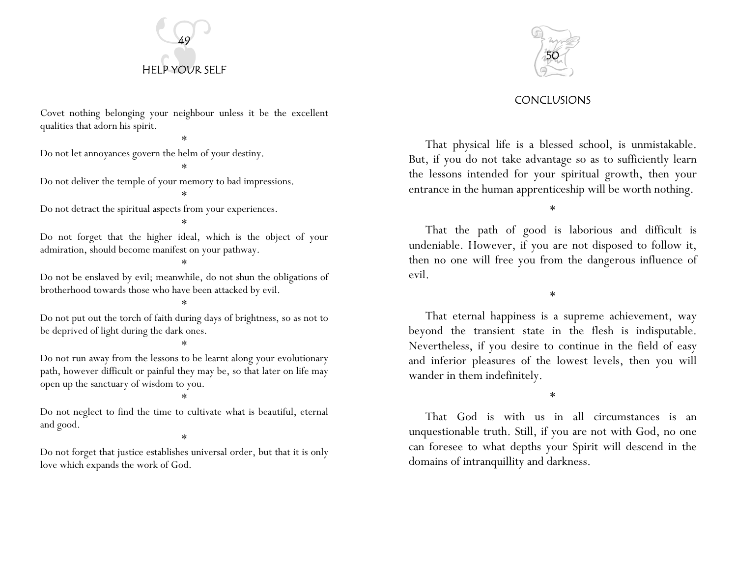## 49

## HELP YOUR SELF

Covet nothing belonging your neighbour unless it be the excellent qualities that adorn his spirit.

*

Do not let annoyances govern the helm of your destiny.

*

Do not deliver the temple of your memory to bad impressions.

*

Do not detract the spiritual aspects from your experiences.

*

Do not forget that the higher ideal, which is the object of your admiration, should become manifest on your pathway.

*

Do not be enslaved by evil; meanwhile, do not shun the obligations of brotherhood towards those who have been attacked by evil.

*

Do not put out the torch of faith during days of brightness, so as not to be deprived of light during the dark ones.

*

Do not run away from the lessons to be learnt along your evolutionary path, however difficult or painful they may be, so that later on life may open up the sanctuary of wisdom to you.

*

Do not neglect to find the time to cultivate what is beautiful, eternal and good.

*

Do not forget that justice establishes universal order, but that it is only love which expands the work of God.

## 50

## CONCLUSIONS

That physical life is a blessed school, is unmistakable. But, if you do not take advantage so as to sufficiently learn the lessons intended for your spiritual growth, then your entrance in the human apprenticeship will be worth nothing.

*

That the path of good is laborious and difficult is undeniable. However, if you are not disposed to follow it, then no one will free you from the dangerous influence of evil.

*

That eternal happiness is a supreme achievement, way beyond the transient state in the flesh is indisputable. Nevertheless, if you desire to continue in the field of easy and inferior pleasures of the lowest levels, then you will wander in them indefinitely.

*

That God is with us in all circumstances is an unquestionable truth. Still, if you are not with God, no one can foresee to what depths your Spirit will descend in the domains of intranquillity and darkness.